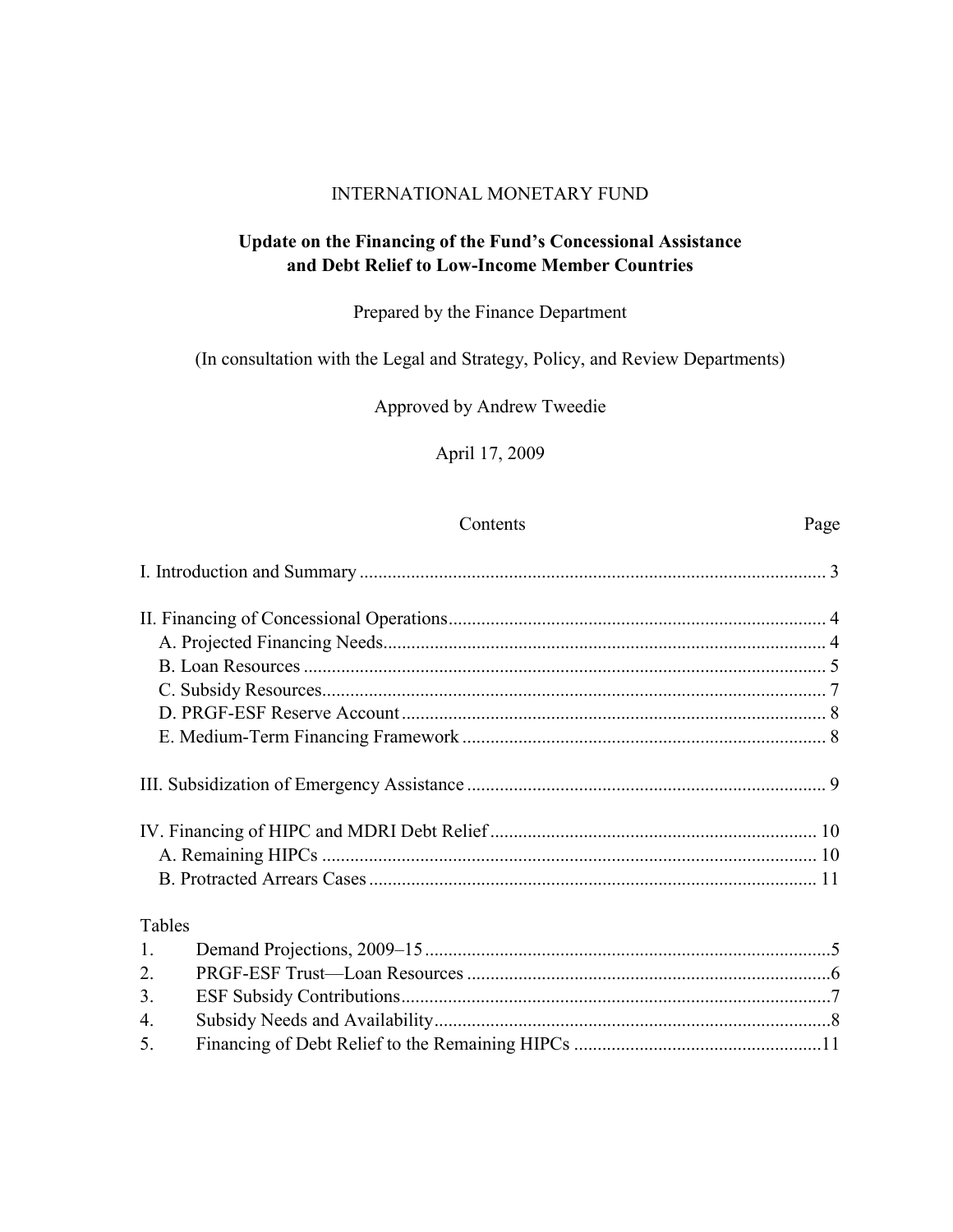INTERNATIONAL MONETARY FUND

# Update on the Financing of the Fund's Concessional Assistance and Debt Relief to Low-Income Member Countries

Prepared by the Finance Department

(In consultation with the Legal and Strategy, Policy, and Review Departments)

Approved by Andrew Tweedie

April 17, 2009

| Contents | Page |
|---|---|
| I. Introduction and Summary | 3 |
| II. Financing of Concessional Operations | 4 |
| A. Projected Financing Needs | 4 |
| B. Loan Resources | 5 |
| C. Subsidy Resources | 7 |
| D. PRGF-ESF Reserve Account | 8 |
| E. Medium-Term Financing Framework | 8 |
| III. Subsidization of Emergency Assistance | 9 |
| IV. Financing of HIPC and MDRI Debt Relief | 10 |
| A. Remaining HIPCs | 10 |
| B. Protracted Arrears Cases | 11 |

Tables

| | | |
|---|---|---|
| 1. | Demand Projections, 2009–15 | 5 |
| 2. | PRGF-ESF Trust—Loan Resources | 6 |
| 3. | ESF Subsidy Contributions | 7 |
| 4. | Subsidy Needs and Availability | 8 |
| 5. | Financing of Debt Relief to the Remaining HIPCs | 11 |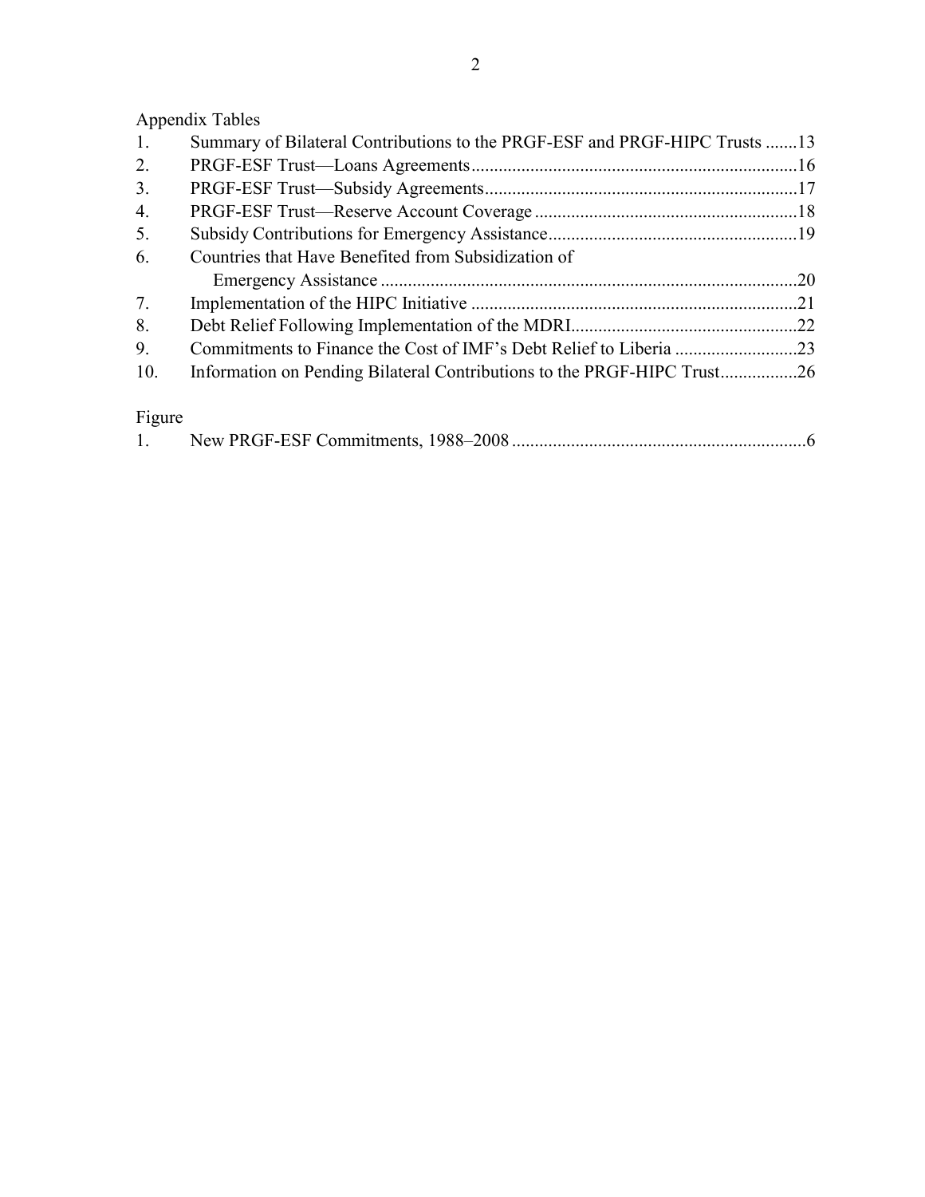Appendix Tables

1. Summary of Bilateral Contributions to the PRGF-ESF and PRGF-HIPC Trusts .......13
2. PRGF-ESF Trust—Loans Agreements.......................................................................16
3. PRGF-ESF Trust—Subsidy Agreements....................................................................17
4. PRGF-ESF Trust—Reserve Account Coverage ..........................................................18
5. Subsidy Contributions for Emergency Assistance.......................................................19
6. Countries that Have Benefited from Subsidization of Emergency Assistance ..........................................................................................20
7. Implementation of the HIPC Initiative ........................................................................21
8. Debt Relief Following Implementation of the MDRI..................................................22
9. Commitments to Finance the Cost of IMF's Debt Relief to Liberia ...........................23
10. Information on Pending Bilateral Contributions to the PRGF-HIPC Trust.................26

Figure

1. New PRGF-ESF Commitments, 1988–2008 .................................................................6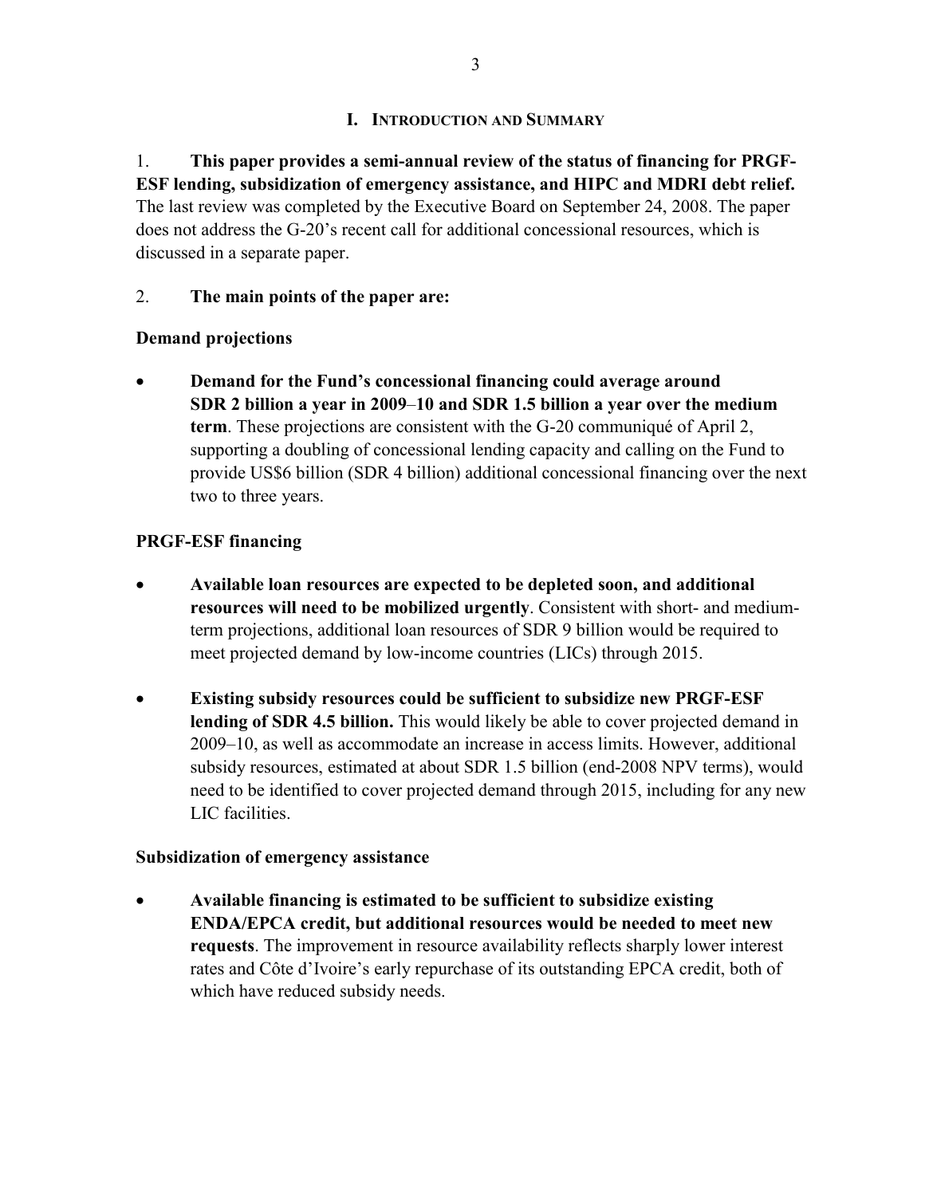# I. Introduction and Summary

1. **This paper provides a semi-annual review of the status of financing for PRGF-ESF lending, subsidization of emergency assistance, and HIPC and MDRI debt relief.** The last review was completed by the Executive Board on September 24, 2008. The paper does not address the G-20's recent call for additional concessional resources, which is discussed in a separate paper.

2. **The main points of the paper are:**

**Demand projections**

- **Demand for the Fund's concessional financing could average around SDR 2 billion a year in 2009–10 and SDR 1.5 billion a year over the medium term**. These projections are consistent with the G-20 communiqué of April 2, supporting a doubling of concessional lending capacity and calling on the Fund to provide US$6 billion (SDR 4 billion) additional concessional financing over the next two to three years.

**PRGF-ESF financing**

- **Available loan resources are expected to be depleted soon, and additional resources will need to be mobilized urgently**. Consistent with short- and medium-term projections, additional loan resources of SDR 9 billion would be required to meet projected demand by low-income countries (LICs) through 2015.

- **Existing subsidy resources could be sufficient to subsidize new PRGF-ESF lending of SDR 4.5 billion.** This would likely be able to cover projected demand in 2009–10, as well as accommodate an increase in access limits. However, additional subsidy resources, estimated at about SDR 1.5 billion (end-2008 NPV terms), would need to be identified to cover projected demand through 2015, including for any new LIC facilities.

**Subsidization of emergency assistance**

- **Available financing is estimated to be sufficient to subsidize existing ENDA/EPCA credit, but additional resources would be needed to meet new requests**. The improvement in resource availability reflects sharply lower interest rates and Côte d'Ivoire's early repurchase of its outstanding EPCA credit, both of which have reduced subsidy needs.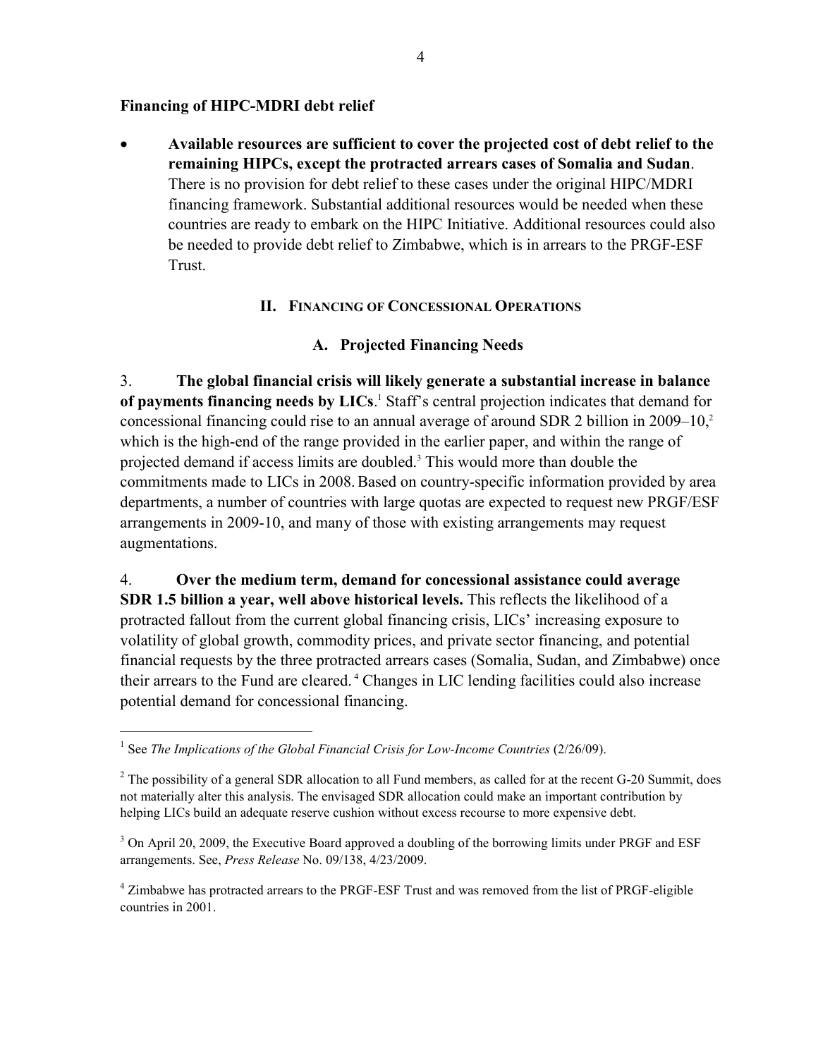**Financing of HIPC-MDRI debt relief**

- **Available resources are sufficient to cover the projected cost of debt relief to the remaining HIPCs, except the protracted arrears cases of Somalia and Sudan**. There is no provision for debt relief to these cases under the original HIPC/MDRI financing framework. Substantial additional resources would be needed when these countries are ready to embark on the HIPC Initiative. Additional resources could also be needed to provide debt relief to Zimbabwe, which is in arrears to the PRGF-ESF Trust.

## II. Financing of Concessional Operations

### A. Projected Financing Needs

3. **The global financial crisis will likely generate a substantial increase in balance of payments financing needs by LICs**.[1] Staff's central projection indicates that demand for concessional financing could rise to an annual average of around SDR 2 billion in 2009–10,[2] which is the high-end of the range provided in the earlier paper, and within the range of projected demand if access limits are doubled.[3] This would more than double the commitments made to LICs in 2008. Based on country-specific information provided by area departments, a number of countries with large quotas are expected to request new PRGF/ESF arrangements in 2009-10, and many of those with existing arrangements may request augmentations.

4. **Over the medium term, demand for concessional assistance could average SDR 1.5 billion a year, well above historical levels.** This reflects the likelihood of a protracted fallout from the current global financing crisis, LICs' increasing exposure to volatility of global growth, commodity prices, and private sector financing, and potential financial requests by the three protracted arrears cases (Somalia, Sudan, and Zimbabwe) once their arrears to the Fund are cleared.[4] Changes in LIC lending facilities could also increase potential demand for concessional financing.

---

[1] See *The Implications of the Global Financial Crisis for Low-Income Countries* (2/26/09).

[2] The possibility of a general SDR allocation to all Fund members, as called for at the recent G-20 Summit, does not materially alter this analysis. The envisaged SDR allocation could make an important contribution by helping LICs build an adequate reserve cushion without excess recourse to more expensive debt.

[3] On April 20, 2009, the Executive Board approved a doubling of the borrowing limits under PRGF and ESF arrangements. See, *Press Release* No. 09/138, 4/23/2009.

[4] Zimbabwe has protracted arrears to the PRGF-ESF Trust and was removed from the list of PRGF-eligible countries in 2001.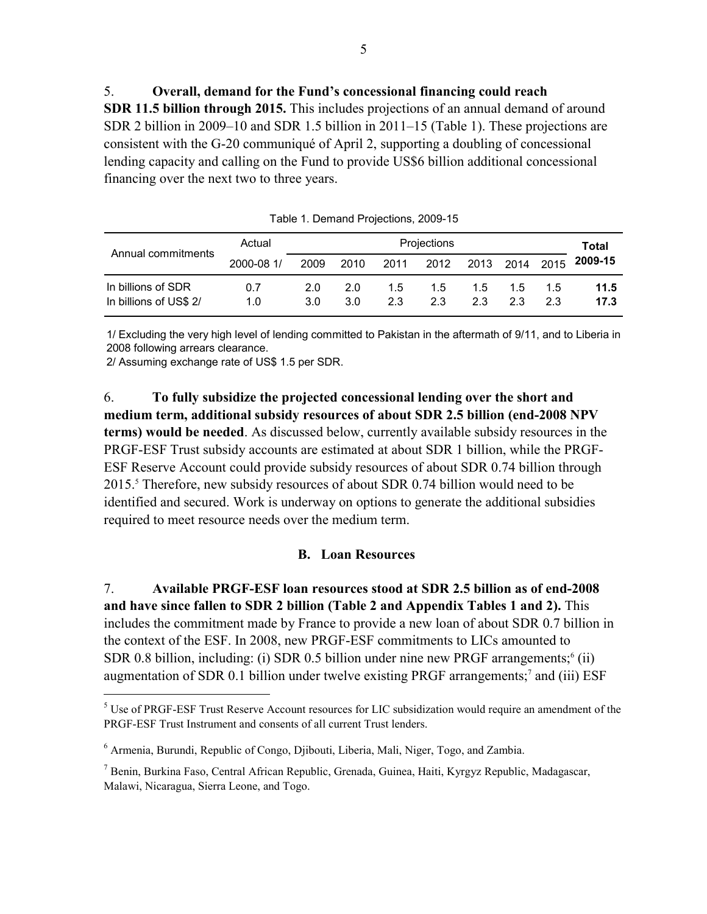5. **Overall, demand for the Fund's concessional financing could reach SDR 11.5 billion through 2015.** This includes projections of an annual demand of around SDR 2 billion in 2009–10 and SDR 1.5 billion in 2011–15 (Table 1). These projections are consistent with the G-20 communiqué of April 2, supporting a doubling of concessional lending capacity and calling on the Fund to provide US$6 billion additional concessional financing over the next two to three years.

Table 1. Demand Projections, 2009-15

| Annual commitments | Actual | Projections | | | | | | | **Total** |
|---|---|---|---|---|---|---|---|---|---|
| | 2000-08 1/ | 2009 | 2010 | 2011 | 2012 | 2013 | 2014 | 2015 | **2009-15** |
| In billions of SDR | 0.7 | 2.0 | 2.0 | 1.5 | 1.5 | 1.5 | 1.5 | 1.5 | **11.5** |
| In billions of US$ 2/ | 1.0 | 3.0 | 3.0 | 2.3 | 2.3 | 2.3 | 2.3 | 2.3 | **17.3** |

1/ Excluding the very high level of lending committed to Pakistan in the aftermath of 9/11, and to Liberia in 2008 following arrears clearance.
2/ Assuming exchange rate of US$ 1.5 per SDR.

6. **To fully subsidize the projected concessional lending over the short and medium term, additional subsidy resources of about SDR 2.5 billion (end-2008 NPV terms) would be needed**. As discussed below, currently available subsidy resources in the PRGF-ESF Trust subsidy accounts are estimated at about SDR 1 billion, while the PRGF-ESF Reserve Account could provide subsidy resources of about SDR 0.74 billion through 2015.[5] Therefore, new subsidy resources of about SDR 0.74 billion would need to be identified and secured. Work is underway on options to generate the additional subsidies required to meet resource needs over the medium term.

### B. Loan Resources

7. **Available PRGF-ESF loan resources stood at SDR 2.5 billion as of end-2008 and have since fallen to SDR 2 billion (Table 2 and Appendix Tables 1 and 2).** This includes the commitment made by France to provide a new loan of about SDR 0.7 billion in the context of the ESF. In 2008, new PRGF-ESF commitments to LICs amounted to SDR 0.8 billion, including: (i) SDR 0.5 billion under nine new PRGF arrangements;[6] (ii) augmentation of SDR 0.1 billion under twelve existing PRGF arrangements;[7] and (iii) ESF

[5] Use of PRGF-ESF Trust Reserve Account resources for LIC subsidization would require an amendment of the PRGF-ESF Trust Instrument and consents of all current Trust lenders.

[6] Armenia, Burundi, Republic of Congo, Djibouti, Liberia, Mali, Niger, Togo, and Zambia.

[7] Benin, Burkina Faso, Central African Republic, Grenada, Guinea, Haiti, Kyrgyz Republic, Madagascar, Malawi, Nicaragua, Sierra Leone, and Togo.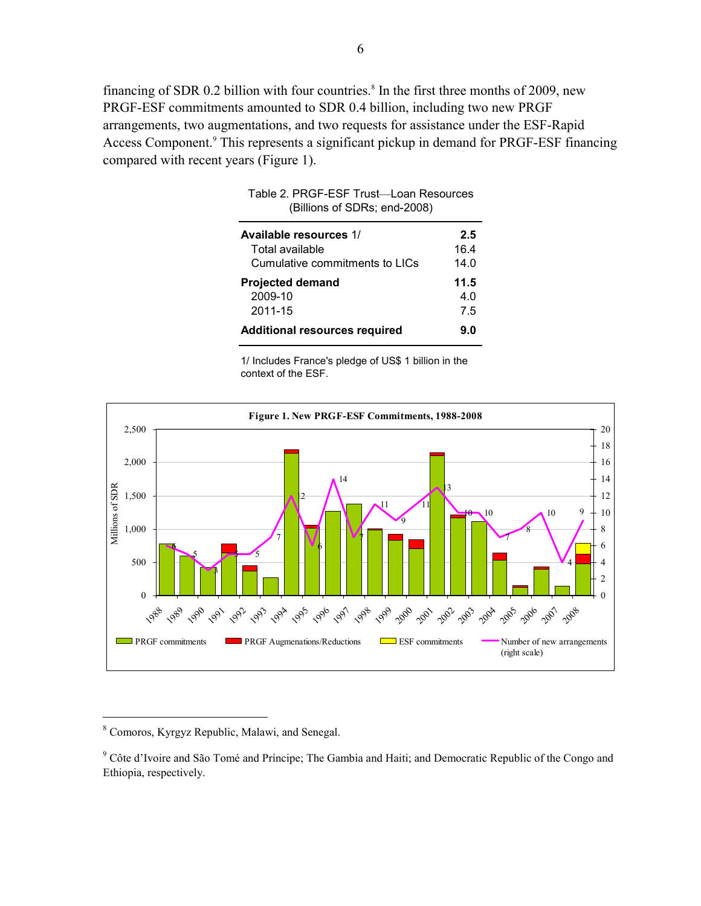financing of SDR 0.2 billion with four countries.[8] In the first three months of 2009, new PRGF-ESF commitments amounted to SDR 0.4 billion, including two new PRGF arrangements, two augmentations, and two requests for assistance under the ESF-Rapid Access Component.[9] This represents a significant pickup in demand for PRGF-ESF financing compared with recent years (Figure 1).

Table 2. PRGF-ESF Trust—Loan Resources
(Billions of SDRs; end-2008)

| | |
|---|---|
| **Available resources** 1/ | **2.5** |
| Total available | 16.4 |
| Cumulative commitments to LICs | 14.0 |
| **Projected demand** | **11.5** |
| 2009-10 | 4.0 |
| 2011-15 | 7.5 |
| **Additional resources required** | **9.0** |

1/ Includes France's pledge of US$ 1 billion in the context of the ESF.

**Figure 1. New PRGF-ESF Commitments, 1988-2008**

[8] Comoros, Kyrgyz Republic, Malawi, and Senegal.

[9] Côte d'Ivoire and São Tomé and Príncipe; The Gambia and Haiti; and Democratic Republic of the Congo and Ethiopia, respectively.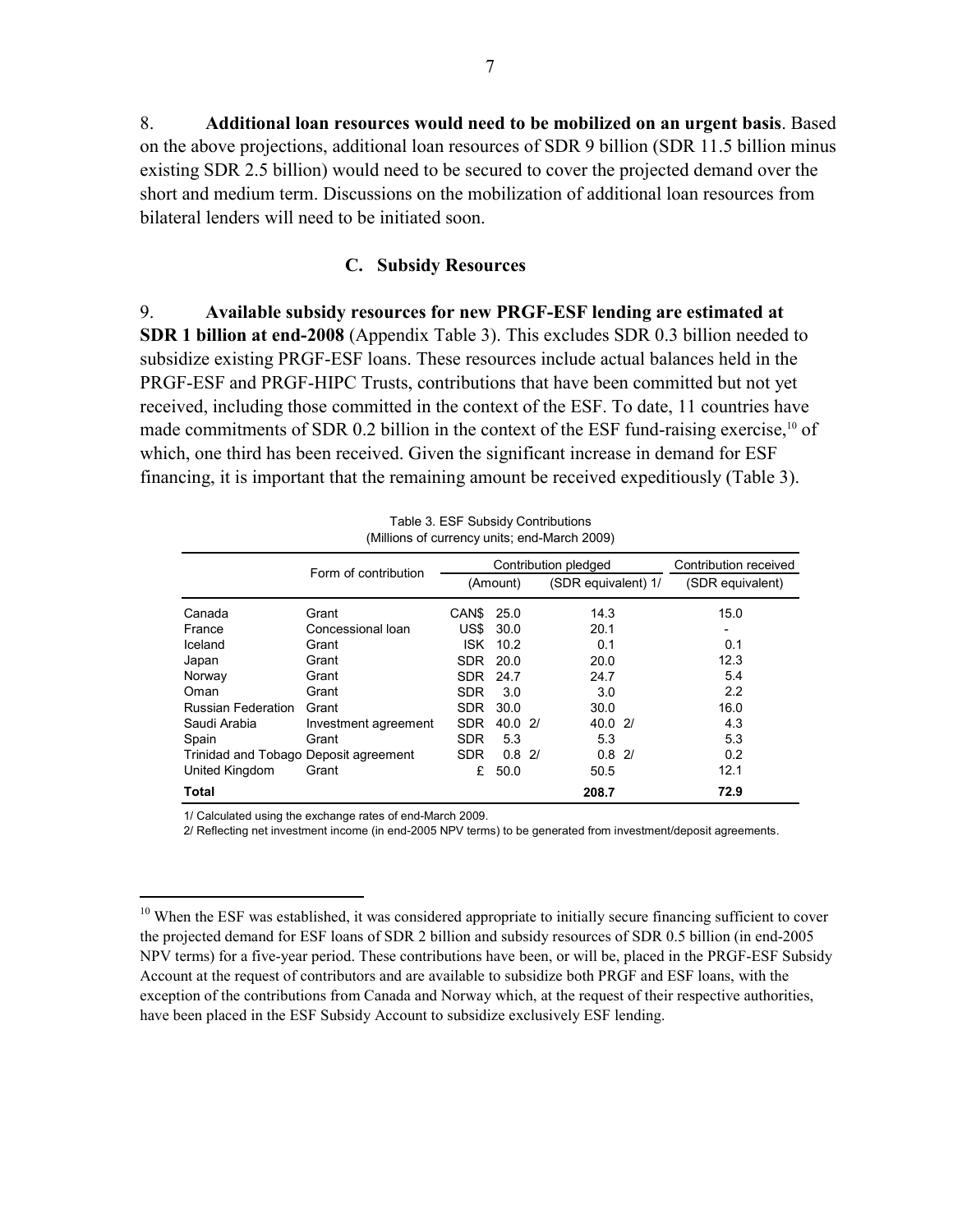8. **Additional loan resources would need to be mobilized on an urgent basis**. Based on the above projections, additional loan resources of SDR 9 billion (SDR 11.5 billion minus existing SDR 2.5 billion) would need to be secured to cover the projected demand over the short and medium term. Discussions on the mobilization of additional loan resources from bilateral lenders will need to be initiated soon.

### C. Subsidy Resources

9. **Available subsidy resources for new PRGF-ESF lending are estimated at SDR 1 billion at end-2008** (Appendix Table 3). This excludes SDR 0.3 billion needed to subsidize existing PRGF-ESF loans. These resources include actual balances held in the PRGF-ESF and PRGF-HIPC Trusts, contributions that have been committed but not yet received, including those committed in the context of the ESF. To date, 11 countries have made commitments of SDR 0.2 billion in the context of the ESF fund-raising exercise,[10] of which, one third has been received. Given the significant increase in demand for ESF financing, it is important that the remaining amount be received expeditiously (Table 3).

Table 3. ESF Subsidy Contributions
(Millions of currency units; end-March 2009)

| | Form of contribution | Contribution pledged | | | Contribution received |
|---|---|---|---|---|---|
| | | (Amount) | | (SDR equivalent) 1/ | (SDR equivalent) |
| Canada | Grant | CAN$ | 25.0 | 14.3 | 15.0 |
| France | Concessional loan | US$ | 30.0 | 20.1 | - |
| Iceland | Grant | ISK | 10.2 | 0.1 | 0.1 |
| Japan | Grant | SDR | 20.0 | 20.0 | 12.3 |
| Norway | Grant | SDR | 24.7 | 24.7 | 5.4 |
| Oman | Grant | SDR | 3.0 | 3.0 | 2.2 |
| Russian Federation | Grant | SDR | 30.0 | 30.0 | 16.0 |
| Saudi Arabia | Investment agreement | SDR | 40.0 2/ | 40.0 2/ | 4.3 |
| Spain | Grant | SDR | 5.3 | 5.3 | 5.3 |
| Trinidad and Tobago | Deposit agreement | SDR | 0.8 2/ | 0.8 2/ | 0.2 |
| United Kingdom | Grant | £ | 50.0 | 50.5 | 12.1 |
| **Total** | | | | **208.7** | **72.9** |

1/ Calculated using the exchange rates of end-March 2009.

2/ Reflecting net investment income (in end-2005 NPV terms) to be generated from investment/deposit agreements.

[10] When the ESF was established, it was considered appropriate to initially secure financing sufficient to cover the projected demand for ESF loans of SDR 2 billion and subsidy resources of SDR 0.5 billion (in end-2005 NPV terms) for a five-year period. These contributions have been, or will be, placed in the PRGF-ESF Subsidy Account at the request of contributors and are available to subsidize both PRGF and ESF loans, with the exception of the contributions from Canada and Norway which, at the request of their respective authorities, have been placed in the ESF Subsidy Account to subsidize exclusively ESF lending.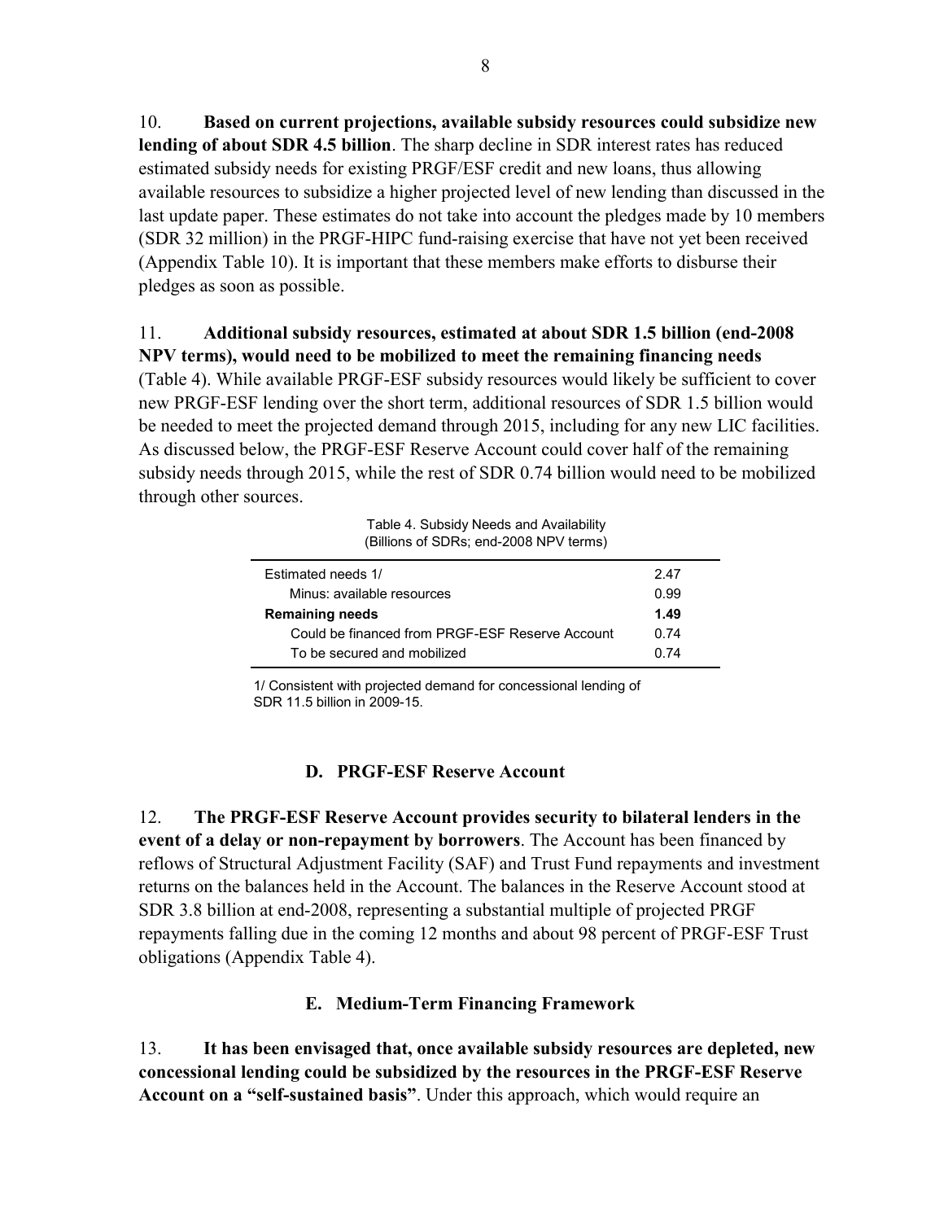10. **Based on current projections, available subsidy resources could subsidize new lending of about SDR 4.5 billion**. The sharp decline in SDR interest rates has reduced estimated subsidy needs for existing PRGF/ESF credit and new loans, thus allowing available resources to subsidize a higher projected level of new lending than discussed in the last update paper. These estimates do not take into account the pledges made by 10 members (SDR 32 million) in the PRGF-HIPC fund-raising exercise that have not yet been received (Appendix Table 10). It is important that these members make efforts to disburse their pledges as soon as possible.

11. **Additional subsidy resources, estimated at about SDR 1.5 billion (end-2008 NPV terms), would need to be mobilized to meet the remaining financing needs** (Table 4). While available PRGF-ESF subsidy resources would likely be sufficient to cover new PRGF-ESF lending over the short term, additional resources of SDR 1.5 billion would be needed to meet the projected demand through 2015, including for any new LIC facilities. As discussed below, the PRGF-ESF Reserve Account could cover half of the remaining subsidy needs through 2015, while the rest of SDR 0.74 billion would need to be mobilized through other sources.

Table 4. Subsidy Needs and Availability
(Billions of SDRs; end-2008 NPV terms)

| | |
|---|---|
| Estimated needs 1/ | 2.47 |
| Minus: available resources | 0.99 |
| **Remaining needs** | **1.49** |
| Could be financed from PRGF-ESF Reserve Account | 0.74 |
| To be secured and mobilized | 0.74 |

1/ Consistent with projected demand for concessional lending of SDR 11.5 billion in 2009-15.

### D. PRGF-ESF Reserve Account

12. **The PRGF-ESF Reserve Account provides security to bilateral lenders in the event of a delay or non-repayment by borrowers**. The Account has been financed by reflows of Structural Adjustment Facility (SAF) and Trust Fund repayments and investment returns on the balances held in the Account. The balances in the Reserve Account stood at SDR 3.8 billion at end-2008, representing a substantial multiple of projected PRGF repayments falling due in the coming 12 months and about 98 percent of PRGF-ESF Trust obligations (Appendix Table 4).

### E. Medium-Term Financing Framework

13. **It has been envisaged that, once available subsidy resources are depleted, new concessional lending could be subsidized by the resources in the PRGF-ESF Reserve Account on a "self-sustained basis"**. Under this approach, which would require an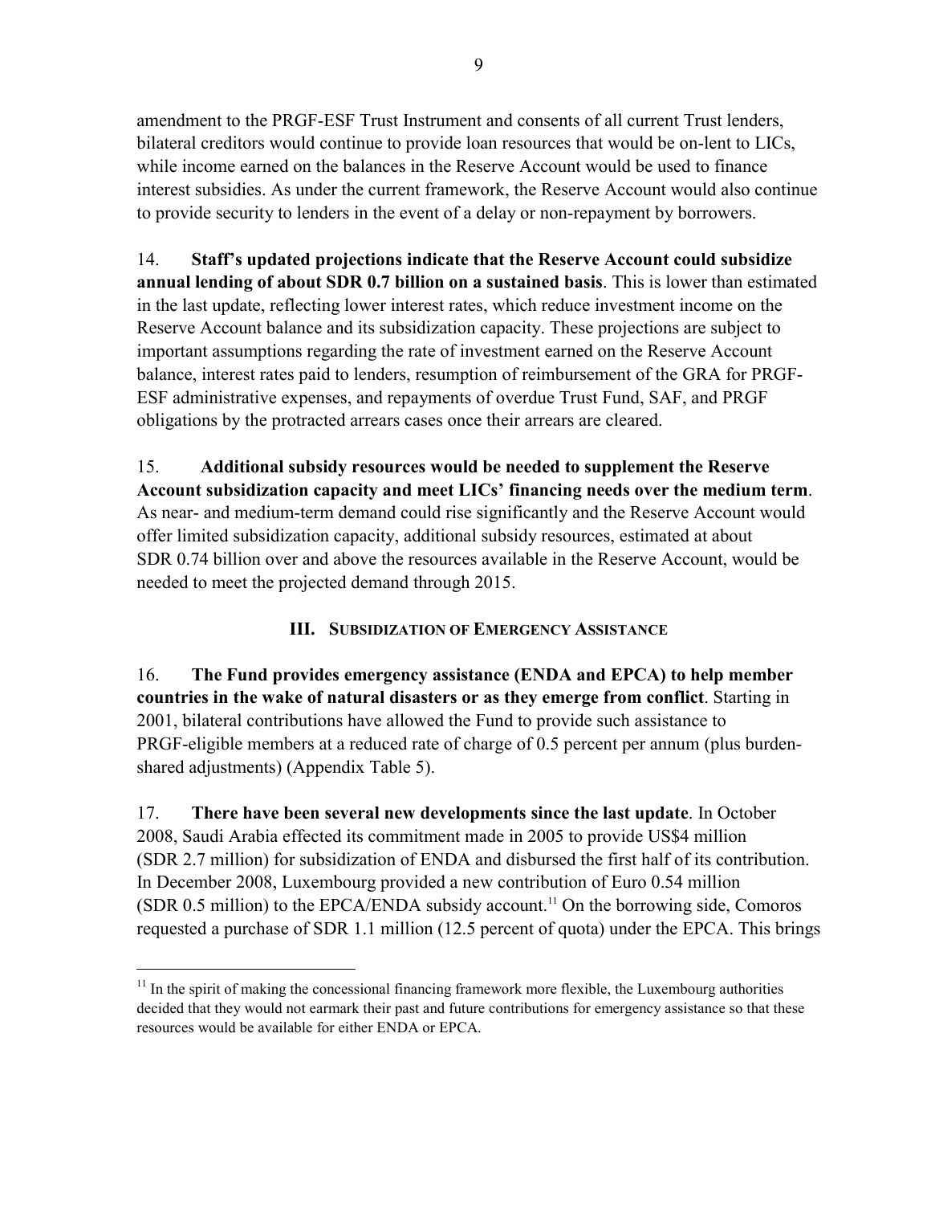amendment to the PRGF-ESF Trust Instrument and consents of all current Trust lenders, bilateral creditors would continue to provide loan resources that would be on-lent to LICs, while income earned on the balances in the Reserve Account would be used to finance interest subsidies. As under the current framework, the Reserve Account would also continue to provide security to lenders in the event of a delay or non-repayment by borrowers.

14. **Staff's updated projections indicate that the Reserve Account could subsidize annual lending of about SDR 0.7 billion on a sustained basis**. This is lower than estimated in the last update, reflecting lower interest rates, which reduce investment income on the Reserve Account balance and its subsidization capacity. These projections are subject to important assumptions regarding the rate of investment earned on the Reserve Account balance, interest rates paid to lenders, resumption of reimbursement of the GRA for PRGF-ESF administrative expenses, and repayments of overdue Trust Fund, SAF, and PRGF obligations by the protracted arrears cases once their arrears are cleared.

15. **Additional subsidy resources would be needed to supplement the Reserve Account subsidization capacity and meet LICs' financing needs over the medium term**. As near- and medium-term demand could rise significantly and the Reserve Account would offer limited subsidization capacity, additional subsidy resources, estimated at about SDR 0.74 billion over and above the resources available in the Reserve Account, would be needed to meet the projected demand through 2015.

## III. Subsidization of Emergency Assistance

16. **The Fund provides emergency assistance (ENDA and EPCA) to help member countries in the wake of natural disasters or as they emerge from conflict**. Starting in 2001, bilateral contributions have allowed the Fund to provide such assistance to PRGF-eligible members at a reduced rate of charge of 0.5 percent per annum (plus burden-shared adjustments) (Appendix Table 5).

17. **There have been several new developments since the last update**. In October 2008, Saudi Arabia effected its commitment made in 2005 to provide US$4 million (SDR 2.7 million) for subsidization of ENDA and disbursed the first half of its contribution. In December 2008, Luxembourg provided a new contribution of Euro 0.54 million (SDR 0.5 million) to the EPCA/ENDA subsidy account.[11] On the borrowing side, Comoros requested a purchase of SDR 1.1 million (12.5 percent of quota) under the EPCA. This brings

[11] In the spirit of making the concessional financing framework more flexible, the Luxembourg authorities decided that they would not earmark their past and future contributions for emergency assistance so that these resources would be available for either ENDA or EPCA.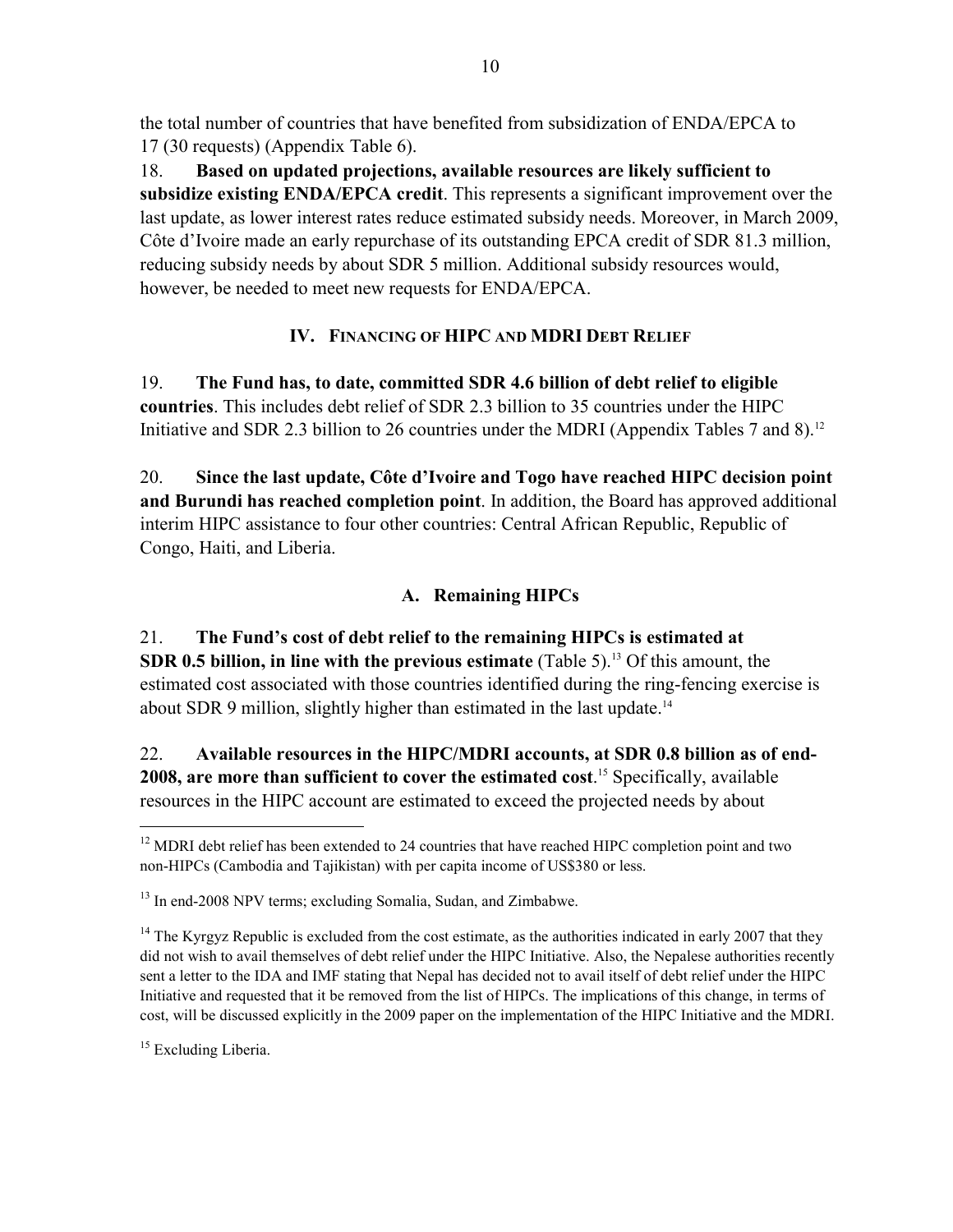the total number of countries that have benefited from subsidization of ENDA/EPCA to 17 (30 requests) (Appendix Table 6).

18. **Based on updated projections, available resources are likely sufficient to subsidize existing ENDA/EPCA credit**. This represents a significant improvement over the last update, as lower interest rates reduce estimated subsidy needs. Moreover, in March 2009, Côte d'Ivoire made an early repurchase of its outstanding EPCA credit of SDR 81.3 million, reducing subsidy needs by about SDR 5 million. Additional subsidy resources would, however, be needed to meet new requests for ENDA/EPCA.

## IV. Financing of HIPC and MDRI Debt Relief

19. **The Fund has, to date, committed SDR 4.6 billion of debt relief to eligible countries**. This includes debt relief of SDR 2.3 billion to 35 countries under the HIPC Initiative and SDR 2.3 billion to 26 countries under the MDRI (Appendix Tables 7 and 8).[12]

20. **Since the last update, Côte d'Ivoire and Togo have reached HIPC decision point and Burundi has reached completion point**. In addition, the Board has approved additional interim HIPC assistance to four other countries: Central African Republic, Republic of Congo, Haiti, and Liberia.

### A. Remaining HIPCs

21. **The Fund's cost of debt relief to the remaining HIPCs is estimated at SDR 0.5 billion, in line with the previous estimate** (Table 5).[13] Of this amount, the estimated cost associated with those countries identified during the ring-fencing exercise is about SDR 9 million, slightly higher than estimated in the last update.[14]

22. **Available resources in the HIPC/MDRI accounts, at SDR 0.8 billion as of end-2008, are more than sufficient to cover the estimated cost**.[15] Specifically, available resources in the HIPC account are estimated to exceed the projected needs by about

---

[12] MDRI debt relief has been extended to 24 countries that have reached HIPC completion point and two non-HIPCs (Cambodia and Tajikistan) with per capita income of US$380 or less.

[13] In end-2008 NPV terms; excluding Somalia, Sudan, and Zimbabwe.

[14] The Kyrgyz Republic is excluded from the cost estimate, as the authorities indicated in early 2007 that they did not wish to avail themselves of debt relief under the HIPC Initiative. Also, the Nepalese authorities recently sent a letter to the IDA and IMF stating that Nepal has decided not to avail itself of debt relief under the HIPC Initiative and requested that it be removed from the list of HIPCs. The implications of this change, in terms of cost, will be discussed explicitly in the 2009 paper on the implementation of the HIPC Initiative and the MDRI.

[15] Excluding Liberia.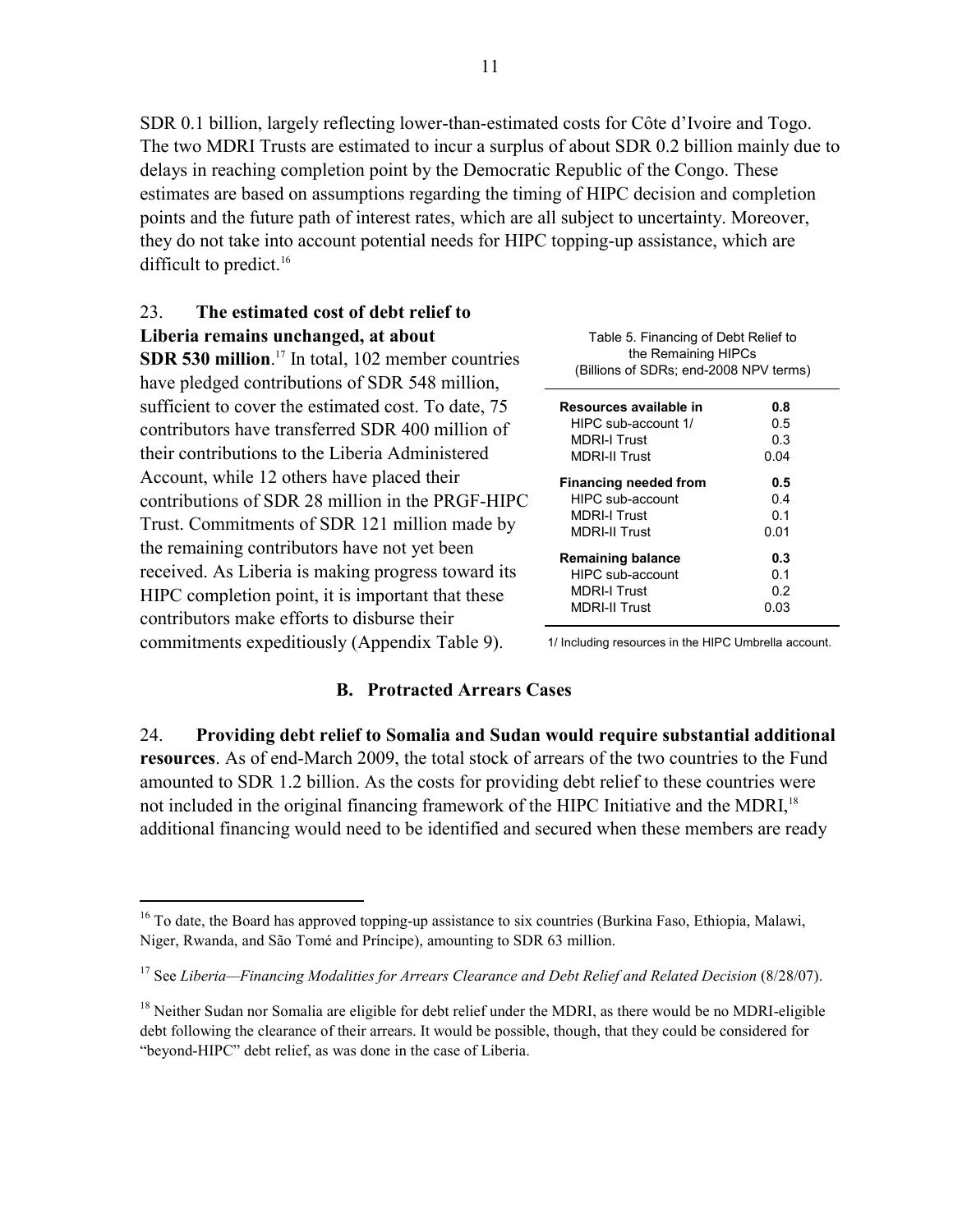SDR 0.1 billion, largely reflecting lower-than-estimated costs for Côte d'Ivoire and Togo. The two MDRI Trusts are estimated to incur a surplus of about SDR 0.2 billion mainly due to delays in reaching completion point by the Democratic Republic of the Congo. These estimates are based on assumptions regarding the timing of HIPC decision and completion points and the future path of interest rates, which are all subject to uncertainty. Moreover, they do not take into account potential needs for HIPC topping-up assistance, which are difficult to predict.[16]

23. **The estimated cost of debt relief to Liberia remains unchanged, at about SDR 530 million**.[17] In total, 102 member countries have pledged contributions of SDR 548 million, sufficient to cover the estimated cost. To date, 75 contributors have transferred SDR 400 million of their contributions to the Liberia Administered Account, while 12 others have placed their contributions of SDR 28 million in the PRGF-HIPC Trust. Commitments of SDR 121 million made by the remaining contributors have not yet been received. As Liberia is making progress toward its HIPC completion point, it is important that these contributors make efforts to disburse their commitments expeditiously (Appendix Table 9).

Table 5. Financing of Debt Relief to the Remaining HIPCs
(Billions of SDRs; end-2008 NPV terms)

| | |
|---|---|
| **Resources available in** | **0.8** |
| HIPC sub-account 1/ | 0.5 |
| MDRI-I Trust | 0.3 |
| MDRI-II Trust | 0.04 |
| **Financing needed from** | **0.5** |
| HIPC sub-account | 0.4 |
| MDRI-I Trust | 0.1 |
| MDRI-II Trust | 0.01 |
| **Remaining balance** | **0.3** |
| HIPC sub-account | 0.1 |
| MDRI-I Trust | 0.2 |
| MDRI-II Trust | 0.03 |

1/ Including resources in the HIPC Umbrella account.

## B. Protracted Arrears Cases

24. **Providing debt relief to Somalia and Sudan would require substantial additional resources**. As of end-March 2009, the total stock of arrears of the two countries to the Fund amounted to SDR 1.2 billion. As the costs for providing debt relief to these countries were not included in the original financing framework of the HIPC Initiative and the MDRI,[18] additional financing would need to be identified and secured when these members are ready

---

[16] To date, the Board has approved topping-up assistance to six countries (Burkina Faso, Ethiopia, Malawi, Niger, Rwanda, and São Tomé and Príncipe), amounting to SDR 63 million.

[17] See *Liberia—Financing Modalities for Arrears Clearance and Debt Relief and Related Decision* (8/28/07).

[18] Neither Sudan nor Somalia are eligible for debt relief under the MDRI, as there would be no MDRI-eligible debt following the clearance of their arrears. It would be possible, though, that they could be considered for "beyond-HIPC" debt relief, as was done in the case of Liberia.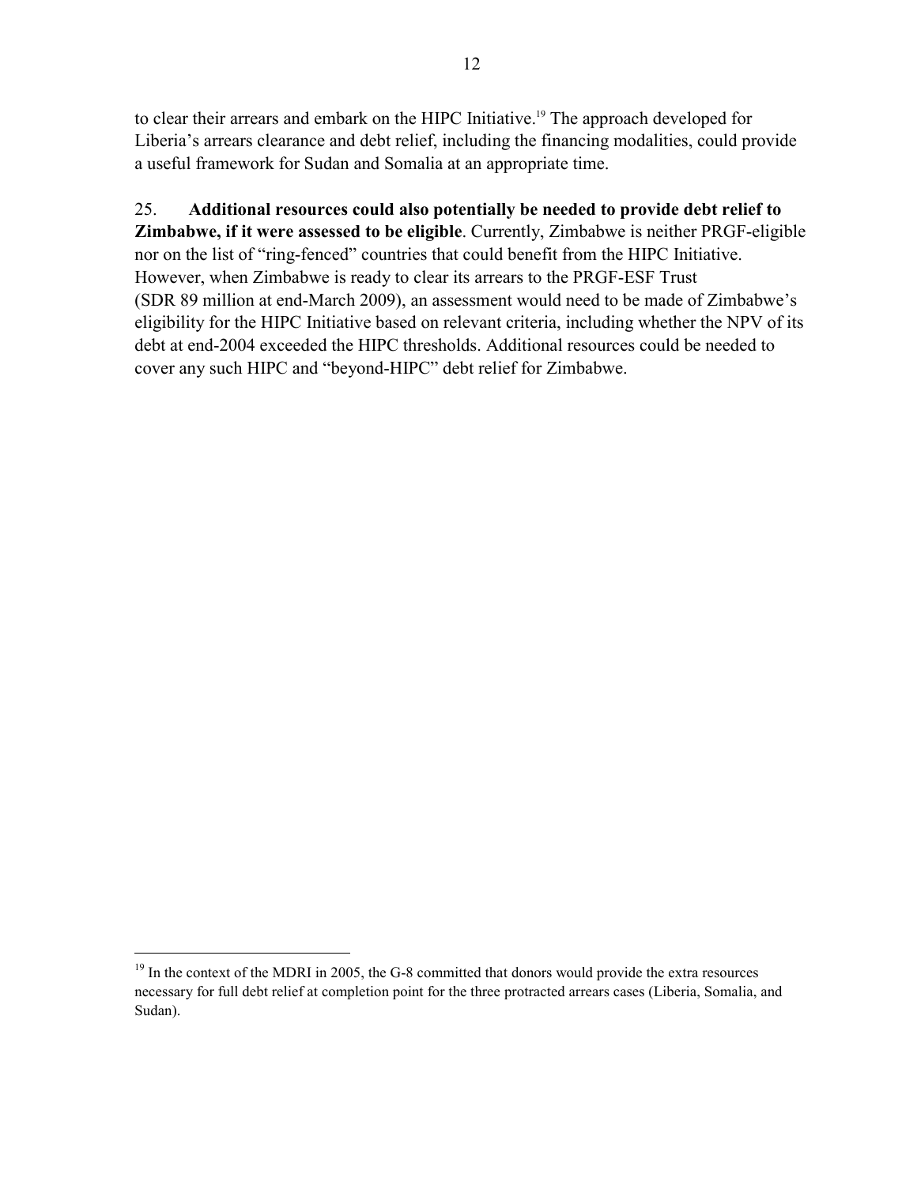to clear their arrears and embark on the HIPC Initiative.[19] The approach developed for Liberia's arrears clearance and debt relief, including the financing modalities, could provide a useful framework for Sudan and Somalia at an appropriate time.

25. **Additional resources could also potentially be needed to provide debt relief to Zimbabwe, if it were assessed to be eligible**. Currently, Zimbabwe is neither PRGF-eligible nor on the list of "ring-fenced" countries that could benefit from the HIPC Initiative. However, when Zimbabwe is ready to clear its arrears to the PRGF-ESF Trust (SDR 89 million at end-March 2009), an assessment would need to be made of Zimbabwe's eligibility for the HIPC Initiative based on relevant criteria, including whether the NPV of its debt at end-2004 exceeded the HIPC thresholds. Additional resources could be needed to cover any such HIPC and "beyond-HIPC" debt relief for Zimbabwe.

[19] In the context of the MDRI in 2005, the G-8 committed that donors would provide the extra resources necessary for full debt relief at completion point for the three protracted arrears cases (Liberia, Somalia, and Sudan).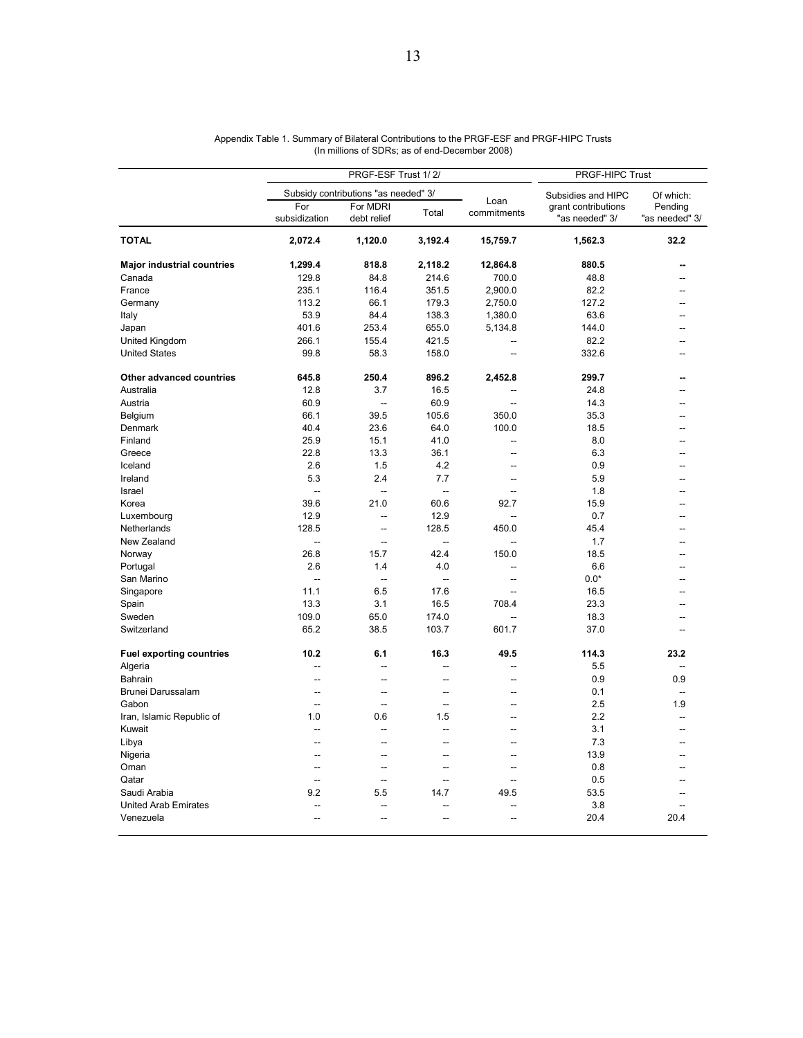Appendix Table 1. Summary of Bilateral Contributions to the PRGF-ESF and PRGF-HIPC Trusts
(In millions of SDRs; as of end-December 2008)

| | PRGF-ESF Trust 1/ 2/ | | | | PRGF-HIPC Trust | |
|---|---|---|---|---|---|---|
| | Subsidy contributions "as needed" 3/ | | | Loan commitments | Subsidies and HIPC grant contributions "as needed" 3/ | Of which: Pending "as needed" 3/ |
| | For subsidization | For MDRI debt relief | Total | | | |
| **TOTAL** | **2,072.4** | **1,120.0** | **3,192.4** | **15,759.7** | **1,562.3** | **32.2** |
| **Major industrial countries** | **1,299.4** | **818.8** | **2,118.2** | **12,864.8** | **880.5** | **--** |
| Canada | 129.8 | 84.8 | 214.6 | 700.0 | 48.8 | -- |
| France | 235.1 | 116.4 | 351.5 | 2,900.0 | 82.2 | -- |
| Germany | 113.2 | 66.1 | 179.3 | 2,750.0 | 127.2 | -- |
| Italy | 53.9 | 84.4 | 138.3 | 1,380.0 | 63.6 | -- |
| Japan | 401.6 | 253.4 | 655.0 | 5,134.8 | 144.0 | -- |
| United Kingdom | 266.1 | 155.4 | 421.5 | -- | 82.2 | -- |
| United States | 99.8 | 58.3 | 158.0 | -- | 332.6 | -- |
| **Other advanced countries** | **645.8** | **250.4** | **896.2** | **2,452.8** | **299.7** | **--** |
| Australia | 12.8 | 3.7 | 16.5 | -- | 24.8 | -- |
| Austria | 60.9 | -- | 60.9 | -- | 14.3 | -- |
| Belgium | 66.1 | 39.5 | 105.6 | 350.0 | 35.3 | -- |
| Denmark | 40.4 | 23.6 | 64.0 | 100.0 | 18.5 | -- |
| Finland | 25.9 | 15.1 | 41.0 | -- | 8.0 | -- |
| Greece | 22.8 | 13.3 | 36.1 | -- | 6.3 | -- |
| Iceland | 2.6 | 1.5 | 4.2 | -- | 0.9 | -- |
| Ireland | 5.3 | 2.4 | 7.7 | -- | 5.9 | -- |
| Israel | -- | -- | -- | -- | 1.8 | -- |
| Korea | 39.6 | 21.0 | 60.6 | 92.7 | 15.9 | -- |
| Luxembourg | 12.9 | -- | 12.9 | -- | 0.7 | -- |
| Netherlands | 128.5 | -- | 128.5 | 450.0 | 45.4 | -- |
| New Zealand | -- | -- | -- | -- | 1.7 | -- |
| Norway | 26.8 | 15.7 | 42.4 | 150.0 | 18.5 | -- |
| Portugal | 2.6 | 1.4 | 4.0 | -- | 6.6 | -- |
| San Marino | -- | -- | -- | -- | 0.0* | -- |
| Singapore | 11.1 | 6.5 | 17.6 | -- | 16.5 | -- |
| Spain | 13.3 | 3.1 | 16.5 | 708.4 | 23.3 | -- |
| Sweden | 109.0 | 65.0 | 174.0 | -- | 18.3 | -- |
| Switzerland | 65.2 | 38.5 | 103.7 | 601.7 | 37.0 | -- |
| **Fuel exporting countries** | **10.2** | **6.1** | **16.3** | **49.5** | **114.3** | **23.2** |
| Algeria | -- | -- | -- | -- | 5.5 | -- |
| Bahrain | -- | -- | -- | -- | 0.9 | 0.9 |
| Brunei Darussalam | -- | -- | -- | -- | 0.1 | -- |
| Gabon | -- | -- | -- | -- | 2.5 | 1.9 |
| Iran, Islamic Republic of | 1.0 | 0.6 | 1.5 | -- | 2.2 | -- |
| Kuwait | -- | -- | -- | -- | 3.1 | -- |
| Libya | -- | -- | -- | -- | 7.3 | -- |
| Nigeria | -- | -- | -- | -- | 13.9 | -- |
| Oman | -- | -- | -- | -- | 0.8 | -- |
| Qatar | -- | -- | -- | -- | 0.5 | -- |
| Saudi Arabia | 9.2 | 5.5 | 14.7 | 49.5 | 53.5 | -- |
| United Arab Emirates | -- | -- | -- | -- | 3.8 | -- |
| Venezuela | -- | -- | -- | -- | 20.4 | 20.4 |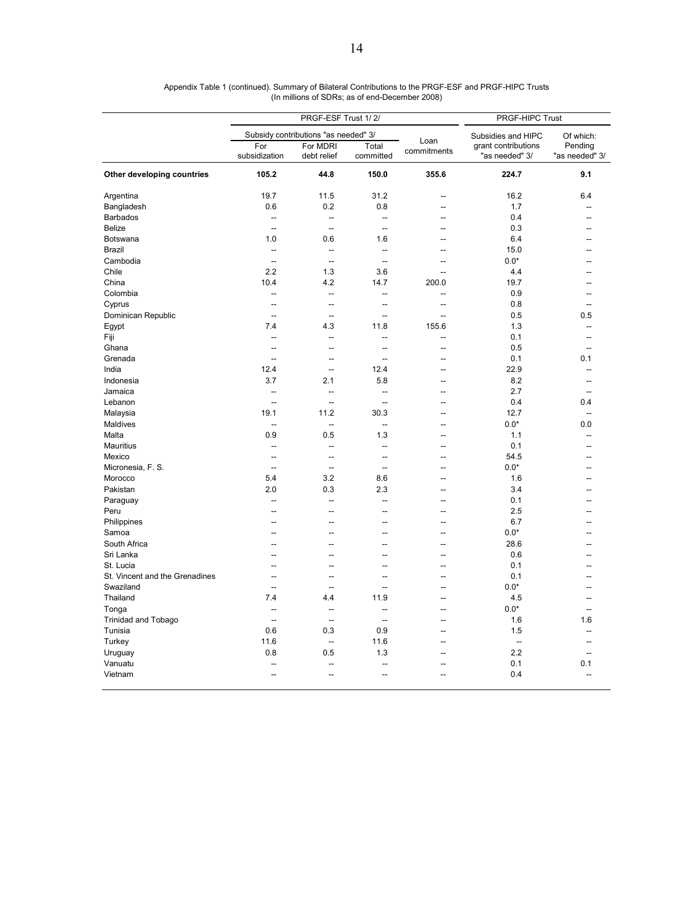Appendix Table 1 (continued). Summary of Bilateral Contributions to the PRGF-ESF and PRGF-HIPC Trusts
(In millions of SDRs; as of end-December 2008)

| | PRGF-ESF Trust 1/ 2/ | | | | PRGF-HIPC Trust | |
|---|---|---|---|---|---|---|
| | Subsidy contributions "as needed" 3/ | | | Loan commitments | Subsidies and HIPC grant contributions "as needed" 3/ | Of which: Pending "as needed" 3/ |
| | For subsidization | For MDRI debt relief | Total committed | | | |
| **Other developing countries** | **105.2** | **44.8** | **150.0** | **355.6** | **224.7** | **9.1** |
| Argentina | 19.7 | 11.5 | 31.2 | -- | 16.2 | 6.4 |
| Bangladesh | 0.6 | 0.2 | 0.8 | -- | 1.7 | -- |
| Barbados | -- | -- | -- | -- | 0.4 | -- |
| Belize | -- | -- | -- | -- | 0.3 | -- |
| Botswana | 1.0 | 0.6 | 1.6 | -- | 6.4 | -- |
| Brazil | -- | -- | -- | -- | 15.0 | -- |
| Cambodia | -- | -- | -- | -- | 0.0* | -- |
| Chile | 2.2 | 1.3 | 3.6 | -- | 4.4 | -- |
| China | 10.4 | 4.2 | 14.7 | 200.0 | 19.7 | -- |
| Colombia | -- | -- | -- | -- | 0.9 | -- |
| Cyprus | -- | -- | -- | -- | 0.8 | -- |
| Dominican Republic | -- | -- | -- | -- | 0.5 | 0.5 |
| Egypt | 7.4 | 4.3 | 11.8 | 155.6 | 1.3 | -- |
| Fiji | -- | -- | -- | -- | 0.1 | -- |
| Ghana | -- | -- | -- | -- | 0.5 | -- |
| Grenada | -- | -- | -- | -- | 0.1 | 0.1 |
| India | 12.4 | -- | 12.4 | -- | 22.9 | -- |
| Indonesia | 3.7 | 2.1 | 5.8 | -- | 8.2 | -- |
| Jamaica | -- | -- | -- | -- | 2.7 | -- |
| Lebanon | -- | -- | -- | -- | 0.4 | 0.4 |
| Malaysia | 19.1 | 11.2 | 30.3 | -- | 12.7 | -- |
| Maldives | -- | -- | -- | -- | 0.0* | 0.0 |
| Malta | 0.9 | 0.5 | 1.3 | -- | 1.1 | -- |
| Mauritius | -- | -- | -- | -- | 0.1 | -- |
| Mexico | -- | -- | -- | -- | 54.5 | -- |
| Micronesia, F. S. | -- | -- | -- | -- | 0.0* | -- |
| Morocco | 5.4 | 3.2 | 8.6 | -- | 1.6 | -- |
| Pakistan | 2.0 | 0.3 | 2.3 | -- | 3.4 | -- |
| Paraguay | -- | -- | -- | -- | 0.1 | -- |
| Peru | -- | -- | -- | -- | 2.5 | -- |
| Philippines | -- | -- | -- | -- | 6.7 | -- |
| Samoa | -- | -- | -- | -- | 0.0* | -- |
| South Africa | -- | -- | -- | -- | 28.6 | -- |
| Sri Lanka | -- | -- | -- | -- | 0.6 | -- |
| St. Lucia | -- | -- | -- | -- | 0.1 | -- |
| St. Vincent and the Grenadines | -- | -- | -- | -- | 0.1 | -- |
| Swaziland | -- | -- | -- | -- | 0.0* | -- |
| Thailand | 7.4 | 4.4 | 11.9 | -- | 4.5 | -- |
| Tonga | -- | -- | -- | -- | 0.0* | -- |
| Trinidad and Tobago | -- | -- | -- | -- | 1.6 | 1.6 |
| Tunisia | 0.6 | 0.3 | 0.9 | -- | 1.5 | -- |
| Turkey | 11.6 | -- | 11.6 | -- | -- | -- |
| Uruguay | 0.8 | 0.5 | 1.3 | -- | 2.2 | -- |
| Vanuatu | -- | -- | -- | -- | 0.1 | 0.1 |
| Vietnam | -- | -- | -- | -- | 0.4 | -- |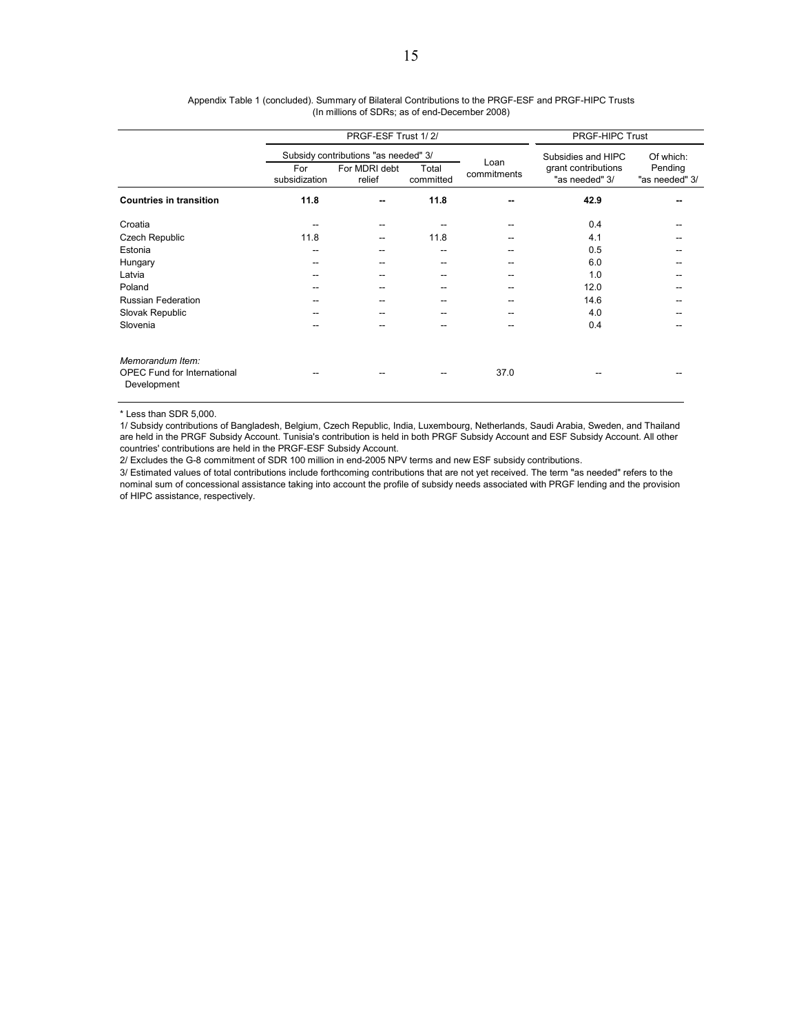Appendix Table 1 (concluded). Summary of Bilateral Contributions to the PRGF-ESF and PRGF-HIPC Trusts
(In millions of SDRs; as of end-December 2008)

| | PRGF-ESF Trust 1/ 2/ | | | | PRGF-HIPC Trust | |
|---|---|---|---|---|---|---|
| | Subsidy contributions "as needed" 3/ | | | Loan commitments | Subsidies and HIPC grant contributions "as needed" 3/ | Of which: Pending "as needed" 3/ |
| | For subsidization | For MDRI debt relief | Total committed | | | |
| **Countries in transition** | **11.8** | **--** | **11.8** | **--** | **42.9** | **--** |
| Croatia | -- | -- | -- | -- | 0.4 | -- |
| Czech Republic | 11.8 | -- | 11.8 | -- | 4.1 | -- |
| Estonia | -- | -- | -- | -- | 0.5 | -- |
| Hungary | -- | -- | -- | -- | 6.0 | -- |
| Latvia | -- | -- | -- | -- | 1.0 | -- |
| Poland | -- | -- | -- | -- | 12.0 | -- |
| Russian Federation | -- | -- | -- | -- | 14.6 | -- |
| Slovak Republic | -- | -- | -- | -- | 4.0 | -- |
| Slovenia | -- | -- | -- | -- | 0.4 | -- |
| *Memorandum Item:* | | | | | | |
| OPEC Fund for International Development | -- | -- | -- | 37.0 | -- | -- |

* Less than SDR 5,000.

1/ Subsidy contributions of Bangladesh, Belgium, Czech Republic, India, Luxembourg, Netherlands, Saudi Arabia, Sweden, and Thailand are held in the PRGF Subsidy Account. Tunisia's contribution is held in both PRGF Subsidy Account and ESF Subsidy Account. All other countries' contributions are held in the PRGF-ESF Subsidy Account.

2/ Excludes the G-8 commitment of SDR 100 million in end-2005 NPV terms and new ESF subsidy contributions.

3/ Estimated values of total contributions include forthcoming contributions that are not yet received. The term "as needed" refers to the nominal sum of concessional assistance taking into account the profile of subsidy needs associated with PRGF lending and the provision of HIPC assistance, respectively.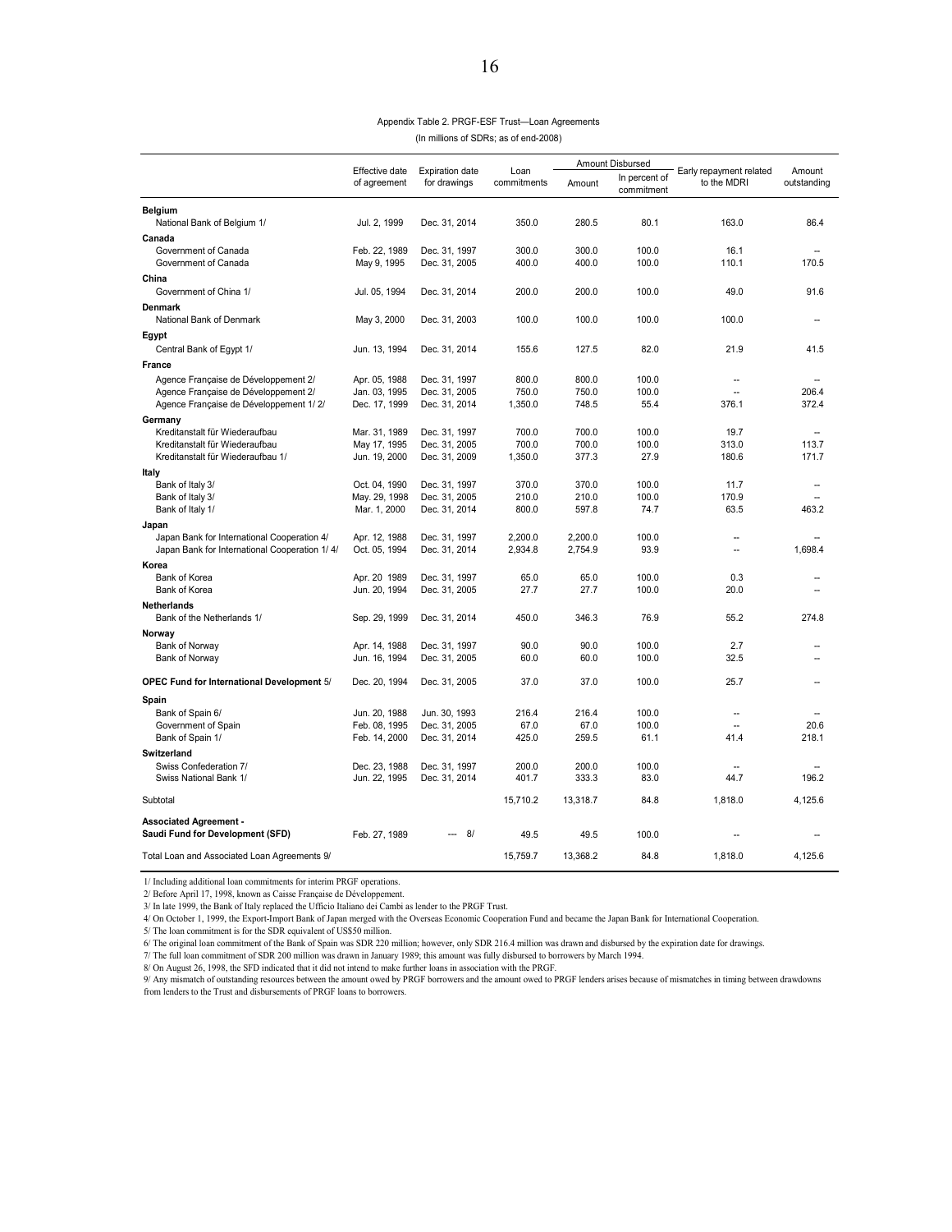Appendix Table 2. PRGF-ESF Trust—Loan Agreements

(In millions of SDRs; as of end-2008)

| | Effective date of agreement | Expiration date for drawings | Loan commitments | Amount Disbursed | | Early repayment related to the MDRI | Amount outstanding |
|---|---|---|---|---|---|---|---|
| | | | | Amount | In percent of commitment | | |
| **Belgium** | | | | | | | |
| National Bank of Belgium 1/ | Jul. 2, 1999 | Dec. 31, 2014 | 350.0 | 280.5 | 80.1 | 163.0 | 86.4 |
| **Canada** | | | | | | | |
| Government of Canada | Feb. 22, 1989 | Dec. 31, 1997 | 300.0 | 300.0 | 100.0 | 16.1 | -- |
| Government of Canada | May 9, 1995 | Dec. 31, 2005 | 400.0 | 400.0 | 100.0 | 110.1 | 170.5 |
| **China** | | | | | | | |
| Government of China 1/ | Jul. 05, 1994 | Dec. 31, 2014 | 200.0 | 200.0 | 100.0 | 49.0 | 91.6 |
| **Denmark** | | | | | | | |
| National Bank of Denmark | May 3, 2000 | Dec. 31, 2003 | 100.0 | 100.0 | 100.0 | 100.0 | -- |
| **Egypt** | | | | | | | |
| Central Bank of Egypt 1/ | Jun. 13, 1994 | Dec. 31, 2014 | 155.6 | 127.5 | 82.0 | 21.9 | 41.5 |
| **France** | | | | | | | |
| Agence Française de Développement 2/ | Apr. 05, 1988 | Dec. 31, 1997 | 800.0 | 800.0 | 100.0 | -- | -- |
| Agence Française de Développement 2/ | Jan. 03, 1995 | Dec. 31, 2005 | 750.0 | 750.0 | 100.0 | -- | 206.4 |
| Agence Française de Développement 1/ 2/ | Dec. 17, 1999 | Dec. 31, 2014 | 1,350.0 | 748.5 | 55.4 | 376.1 | 372.4 |
| **Germany** | | | | | | | |
| Kreditanstalt für Wiederaufbau | Mar. 31, 1989 | Dec. 31, 1997 | 700.0 | 700.0 | 100.0 | 19.7 | -- |
| Kreditanstalt für Wiederaufbau | May 17, 1995 | Dec. 31, 2005 | 700.0 | 700.0 | 100.0 | 313.0 | 113.7 |
| Kreditanstalt für Wiederaufbau 1/ | Jun. 19, 2000 | Dec. 31, 2009 | 1,350.0 | 377.3 | 27.9 | 180.6 | 171.7 |
| **Italy** | | | | | | | |
| Bank of Italy 3/ | Oct. 04, 1990 | Dec. 31, 1997 | 370.0 | 370.0 | 100.0 | 11.7 | -- |
| Bank of Italy 3/ | May. 29, 1998 | Dec. 31, 2005 | 210.0 | 210.0 | 100.0 | 170.9 | -- |
| Bank of Italy 1/ | Mar. 1, 2000 | Dec. 31, 2014 | 800.0 | 597.8 | 74.7 | 63.5 | 463.2 |
| **Japan** | | | | | | | |
| Japan Bank for International Cooperation 4/ | Apr. 12, 1988 | Dec. 31, 1997 | 2,200.0 | 2,200.0 | 100.0 | -- | -- |
| Japan Bank for International Cooperation 1/ 4/ | Oct. 05, 1994 | Dec. 31, 2014 | 2,934.8 | 2,754.9 | 93.9 | -- | 1,698.4 |
| **Korea** | | | | | | | |
| Bank of Korea | Apr. 20 1989 | Dec. 31, 1997 | 65.0 | 65.0 | 100.0 | 0.3 | -- |
| Bank of Korea | Jun. 20, 1994 | Dec. 31, 2005 | 27.7 | 27.7 | 100.0 | 20.0 | -- |
| **Netherlands** | | | | | | | |
| Bank of the Netherlands 1/ | Sep. 29, 1999 | Dec. 31, 2014 | 450.0 | 346.3 | 76.9 | 55.2 | 274.8 |
| **Norway** | | | | | | | |
| Bank of Norway | Apr. 14, 1988 | Dec. 31, 1997 | 90.0 | 90.0 | 100.0 | 2.7 | -- |
| Bank of Norway | Jun. 16, 1994 | Dec. 31, 2005 | 60.0 | 60.0 | 100.0 | 32.5 | -- |
| **OPEC Fund for International Development** 5/ | Dec. 20, 1994 | Dec. 31, 2005 | 37.0 | 37.0 | 100.0 | 25.7 | -- |
| **Spain** | | | | | | | |
| Bank of Spain 6/ | Jun. 20, 1988 | Jun. 30, 1993 | 216.4 | 216.4 | 100.0 | -- | -- |
| Government of Spain | Feb. 08, 1995 | Dec. 31, 2005 | 67.0 | 67.0 | 100.0 | -- | 20.6 |
| Bank of Spain 1/ | Feb. 14, 2000 | Dec. 31, 2014 | 425.0 | 259.5 | 61.1 | 41.4 | 218.1 |
| **Switzerland** | | | | | | | |
| Swiss Confederation 7/ | Dec. 23, 1988 | Dec. 31, 1997 | 200.0 | 200.0 | 100.0 | -- | -- |
| Swiss National Bank 1/ | Jun. 22, 1995 | Dec. 31, 2014 | 401.7 | 333.3 | 83.0 | 44.7 | 196.2 |
| Subtotal | | | 15,710.2 | 13,318.7 | 84.8 | 1,818.0 | 4,125.6 |
| **Associated Agreement - Saudi Fund for Development (SFD)** | Feb. 27, 1989 | --- 8/ | 49.5 | 49.5 | 100.0 | -- | -- |
| Total Loan and Associated Loan Agreements 9/ | | | 15,759.7 | 13,368.2 | 84.8 | 1,818.0 | 4,125.6 |

1/ Including additional loan commitments for interim PRGF operations.

2/ Before April 17, 1998, known as Caisse Française de Développement.

3/ In late 1999, the Bank of Italy replaced the Ufficio Italiano dei Cambi as lender to the PRGF Trust.

4/ On October 1, 1999, the Export-Import Bank of Japan merged with the Overseas Economic Cooperation Fund and became the Japan Bank for International Cooperation.

5/ The loan commitment is for the SDR equivalent of US$50 million.

6/ The original loan commitment of the Bank of Spain was SDR 220 million; however, only SDR 216.4 million was drawn and disbursed by the expiration date for drawings.

7/ The full loan commitment of SDR 200 million was drawn in January 1989; this amount was fully disbursed to borrowers by March 1994.

8/ On August 26, 1998, the SFD indicated that it did not intend to make further loans in association with the PRGF.

9/ Any mismatch of outstanding resources between the amount owed by PRGF borrowers and the amount owed to PRGF lenders arises because of mismatches in timing between drawdowns from lenders to the Trust and disbursements of PRGF loans to borrowers.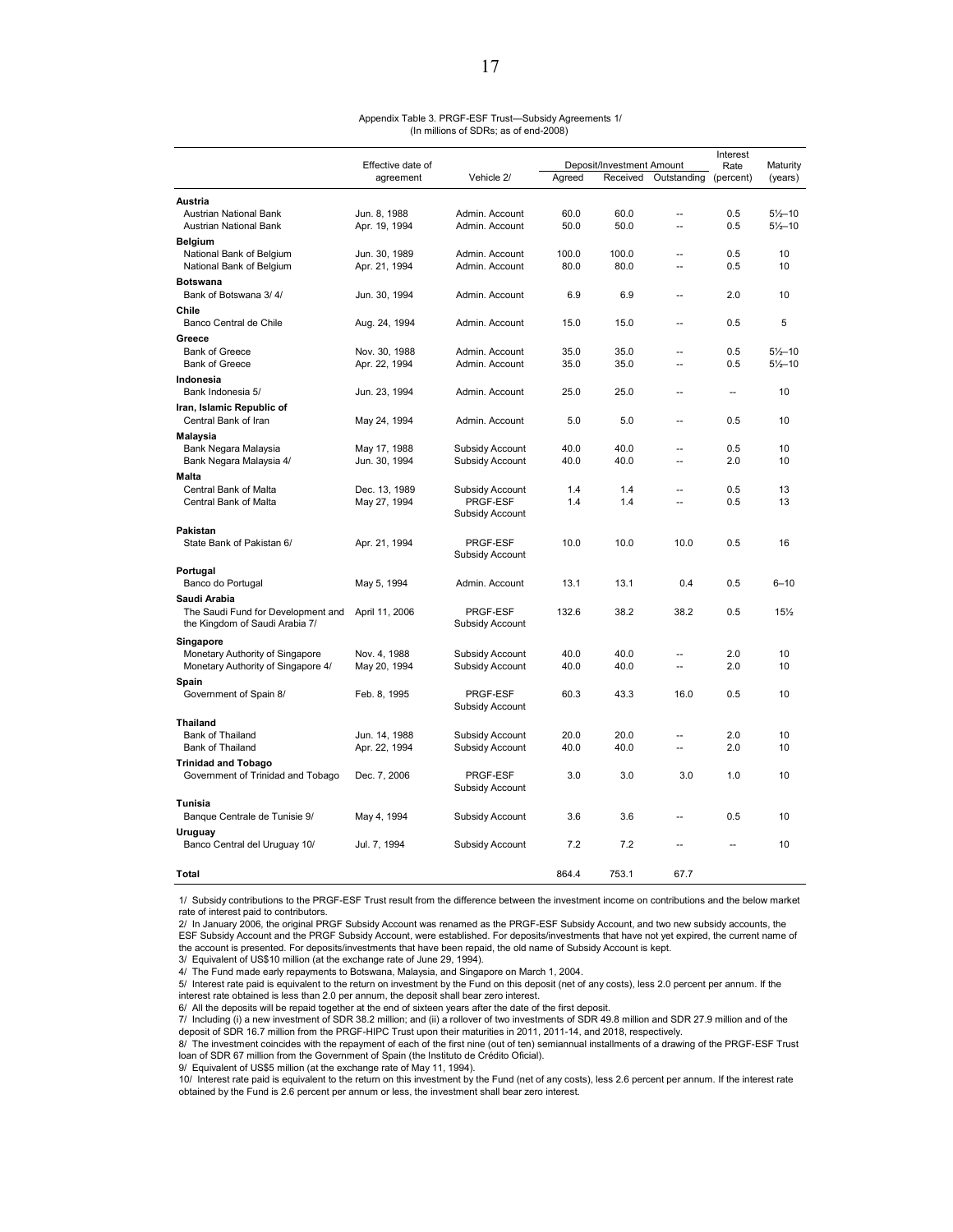Appendix Table 3. PRGF-ESF Trust—Subsidy Agreements 1/
(In millions of SDRs; as of end-2008)

| | Effective date of agreement | Vehicle 2/ | Deposit/Investment Amount | | | Interest Rate (percent) | Maturity (years) |
|---|---|---|---|---|---|---|---|
| | | | Agreed | Received | Outstanding | | |
| **Austria** | | | | | | | |
| Austrian National Bank | Jun. 8, 1988 | Admin. Account | 60.0 | 60.0 | -- | 0.5 | 5½–10 |
| Austrian National Bank | Apr. 19, 1994 | Admin. Account | 50.0 | 50.0 | -- | 0.5 | 5½–10 |
| **Belgium** | | | | | | | |
| National Bank of Belgium | Jun. 30, 1989 | Admin. Account | 100.0 | 100.0 | -- | 0.5 | 10 |
| National Bank of Belgium | Apr. 21, 1994 | Admin. Account | 80.0 | 80.0 | -- | 0.5 | 10 |
| **Botswana** | | | | | | | |
| Bank of Botswana 3/ 4/ | Jun. 30, 1994 | Admin. Account | 6.9 | 6.9 | -- | 2.0 | 10 |
| **Chile** | | | | | | | |
| Banco Central de Chile | Aug. 24, 1994 | Admin. Account | 15.0 | 15.0 | -- | 0.5 | 5 |
| **Greece** | | | | | | | |
| Bank of Greece | Nov. 30, 1988 | Admin. Account | 35.0 | 35.0 | -- | 0.5 | 5½–10 |
| Bank of Greece | Apr. 22, 1994 | Admin. Account | 35.0 | 35.0 | -- | 0.5 | 5½–10 |
| **Indonesia** | | | | | | | |
| Bank Indonesia 5/ | Jun. 23, 1994 | Admin. Account | 25.0 | 25.0 | -- | -- | 10 |
| **Iran, Islamic Republic of** | | | | | | | |
| Central Bank of Iran | May 24, 1994 | Admin. Account | 5.0 | 5.0 | -- | 0.5 | 10 |
| **Malaysia** | | | | | | | |
| Bank Negara Malaysia | May 17, 1988 | Subsidy Account | 40.0 | 40.0 | -- | 0.5 | 10 |
| Bank Negara Malaysia 4/ | Jun. 30, 1994 | Subsidy Account | 40.0 | 40.0 | -- | 2.0 | 10 |
| **Malta** | | | | | | | |
| Central Bank of Malta | Dec. 13, 1989 | Subsidy Account | 1.4 | 1.4 | -- | 0.5 | 13 |
| Central Bank of Malta | May 27, 1994 | PRGF-ESF Subsidy Account | 1.4 | 1.4 | -- | 0.5 | 13 |
| **Pakistan** | | | | | | | |
| State Bank of Pakistan 6/ | Apr. 21, 1994 | PRGF-ESF Subsidy Account | 10.0 | 10.0 | 10.0 | 0.5 | 16 |
| **Portugal** | | | | | | | |
| Banco do Portugal | May 5, 1994 | Admin. Account | 13.1 | 13.1 | 0.4 | 0.5 | 6–10 |
| **Saudi Arabia** | | | | | | | |
| The Saudi Fund for Development and the Kingdom of Saudi Arabia 7/ | April 11, 2006 | PRGF-ESF Subsidy Account | 132.6 | 38.2 | 38.2 | 0.5 | 15½ |
| **Singapore** | | | | | | | |
| Monetary Authority of Singapore | Nov. 4, 1988 | Subsidy Account | 40.0 | 40.0 | -- | 2.0 | 10 |
| Monetary Authority of Singapore 4/ | May 20, 1994 | Subsidy Account | 40.0 | 40.0 | -- | 2.0 | 10 |
| **Spain** | | | | | | | |
| Government of Spain 8/ | Feb. 8, 1995 | PRGF-ESF Subsidy Account | 60.3 | 43.3 | 16.0 | 0.5 | 10 |
| **Thailand** | | | | | | | |
| Bank of Thailand | Jun. 14, 1988 | Subsidy Account | 20.0 | 20.0 | -- | 2.0 | 10 |
| Bank of Thailand | Apr. 22, 1994 | Subsidy Account | 40.0 | 40.0 | -- | 2.0 | 10 |
| **Trinidad and Tobago** | | | | | | | |
| Government of Trinidad and Tobago | Dec. 7, 2006 | PRGF-ESF Subsidy Account | 3.0 | 3.0 | 3.0 | 1.0 | 10 |
| **Tunisia** | | | | | | | |
| Banque Centrale de Tunisie 9/ | May 4, 1994 | Subsidy Account | 3.6 | 3.6 | -- | 0.5 | 10 |
| **Uruguay** | | | | | | | |
| Banco Central del Uruguay 10/ | Jul. 7, 1994 | Subsidy Account | 7.2 | 7.2 | -- | -- | 10 |
| **Total** | | | 864.4 | 753.1 | 67.7 | | |

1/ Subsidy contributions to the PRGF-ESF Trust result from the difference between the investment income on contributions and the below market rate of interest paid to contributors.

2/ In January 2006, the original PRGF Subsidy Account was renamed as the PRGF-ESF Subsidy Account, and two new subsidy accounts, the ESF Subsidy Account and the PRGF Subsidy Account, were established. For deposits/investments that have not yet expired, the current name of the account is presented. For deposits/investments that have been repaid, the old name of Subsidy Account is kept.

3/ Equivalent of US$10 million (at the exchange rate of June 29, 1994).

4/ The Fund made early repayments to Botswana, Malaysia, and Singapore on March 1, 2004.

5/ Interest rate paid is equivalent to the return on investment by the Fund on this deposit (net of any costs), less 2.0 percent per annum. If the interest rate obtained is less than 2.0 per annum, the deposit shall bear zero interest.

6/ All the deposits will be repaid together at the end of sixteen years after the date of the first deposit.

7/ Including (i) a new investment of SDR 38.2 million; and (ii) a rollover of two investments of SDR 49.8 million and SDR 27.9 million and of the deposit of SDR 16.7 million from the PRGF-HIPC Trust upon their maturities in 2011, 2011-14, and 2018, respectively.

8/ The investment coincides with the repayment of each of the first nine (out of ten) semiannual installments of a drawing of the PRGF-ESF Trust loan of SDR 67 million from the Government of Spain (the Instituto de Crédito Oficial).

9/ Equivalent of US$5 million (at the exchange rate of May 11, 1994).

10/ Interest rate paid is equivalent to the return on this investment by the Fund (net of any costs), less 2.6 percent per annum. If the interest rate obtained by the Fund is 2.6 percent per annum or less, the investment shall bear zero interest.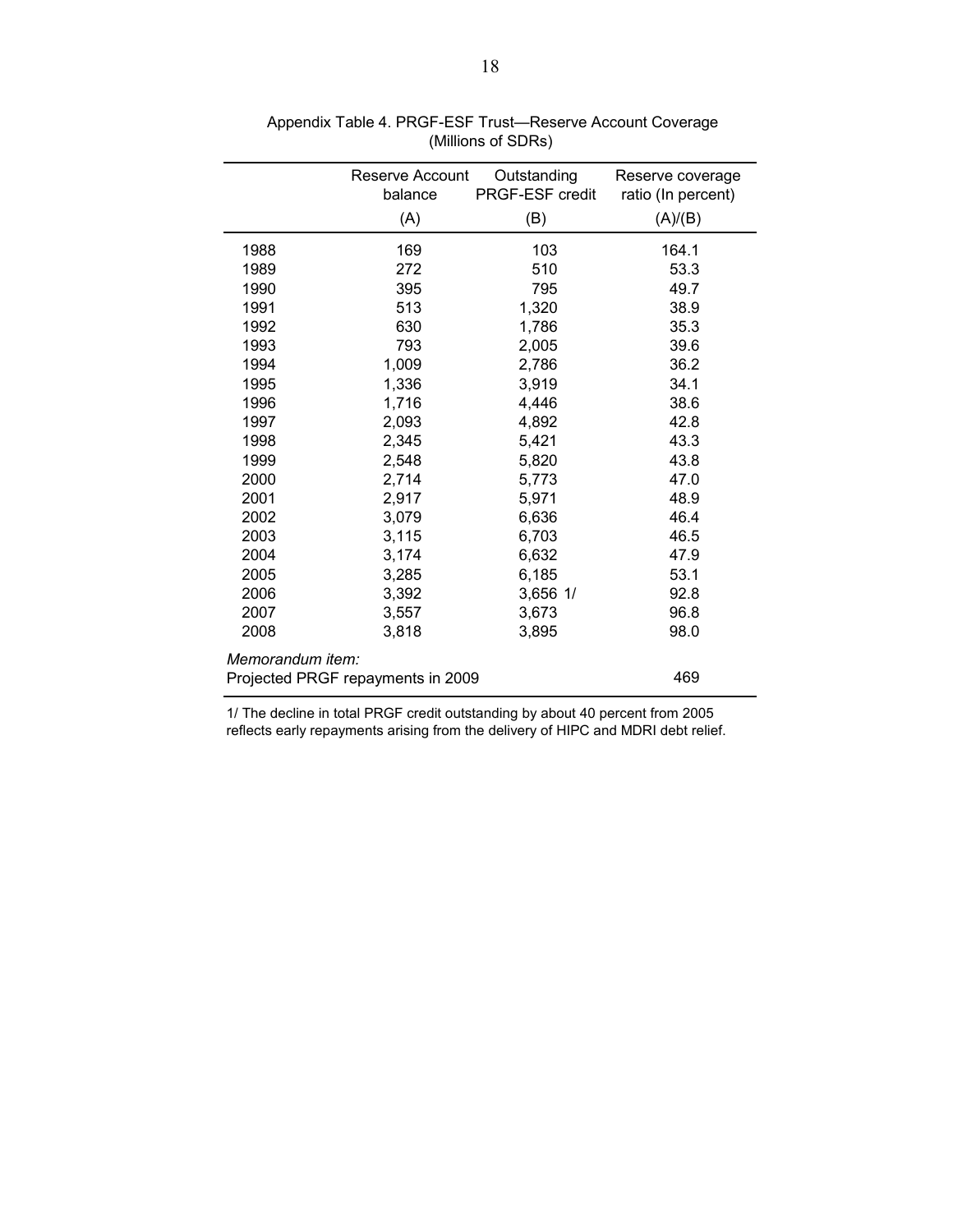Appendix Table 4. PRGF-ESF Trust—Reserve Account Coverage
(Millions of SDRs)

| | Reserve Account balance | Outstanding PRGF-ESF credit | Reserve coverage ratio (In percent) |
|---|---|---|---|
| | (A) | (B) | (A)/(B) |
| 1988 | 169 | 103 | 164.1 |
| 1989 | 272 | 510 | 53.3 |
| 1990 | 395 | 795 | 49.7 |
| 1991 | 513 | 1,320 | 38.9 |
| 1992 | 630 | 1,786 | 35.3 |
| 1993 | 793 | 2,005 | 39.6 |
| 1994 | 1,009 | 2,786 | 36.2 |
| 1995 | 1,336 | 3,919 | 34.1 |
| 1996 | 1,716 | 4,446 | 38.6 |
| 1997 | 2,093 | 4,892 | 42.8 |
| 1998 | 2,345 | 5,421 | 43.3 |
| 1999 | 2,548 | 5,820 | 43.8 |
| 2000 | 2,714 | 5,773 | 47.0 |
| 2001 | 2,917 | 5,971 | 48.9 |
| 2002 | 3,079 | 6,636 | 46.4 |
| 2003 | 3,115 | 6,703 | 46.5 |
| 2004 | 3,174 | 6,632 | 47.9 |
| 2005 | 3,285 | 6,185 | 53.1 |
| 2006 | 3,392 | 3,656 1/ | 92.8 |
| 2007 | 3,557 | 3,673 | 96.8 |
| 2008 | 3,818 | 3,895 | 98.0 |
| *Memorandum item:* | | | |
| Projected PRGF repayments in 2009 | | | 469 |

1/ The decline in total PRGF credit outstanding by about 40 percent from 2005 reflects early repayments arising from the delivery of HIPC and MDRI debt relief.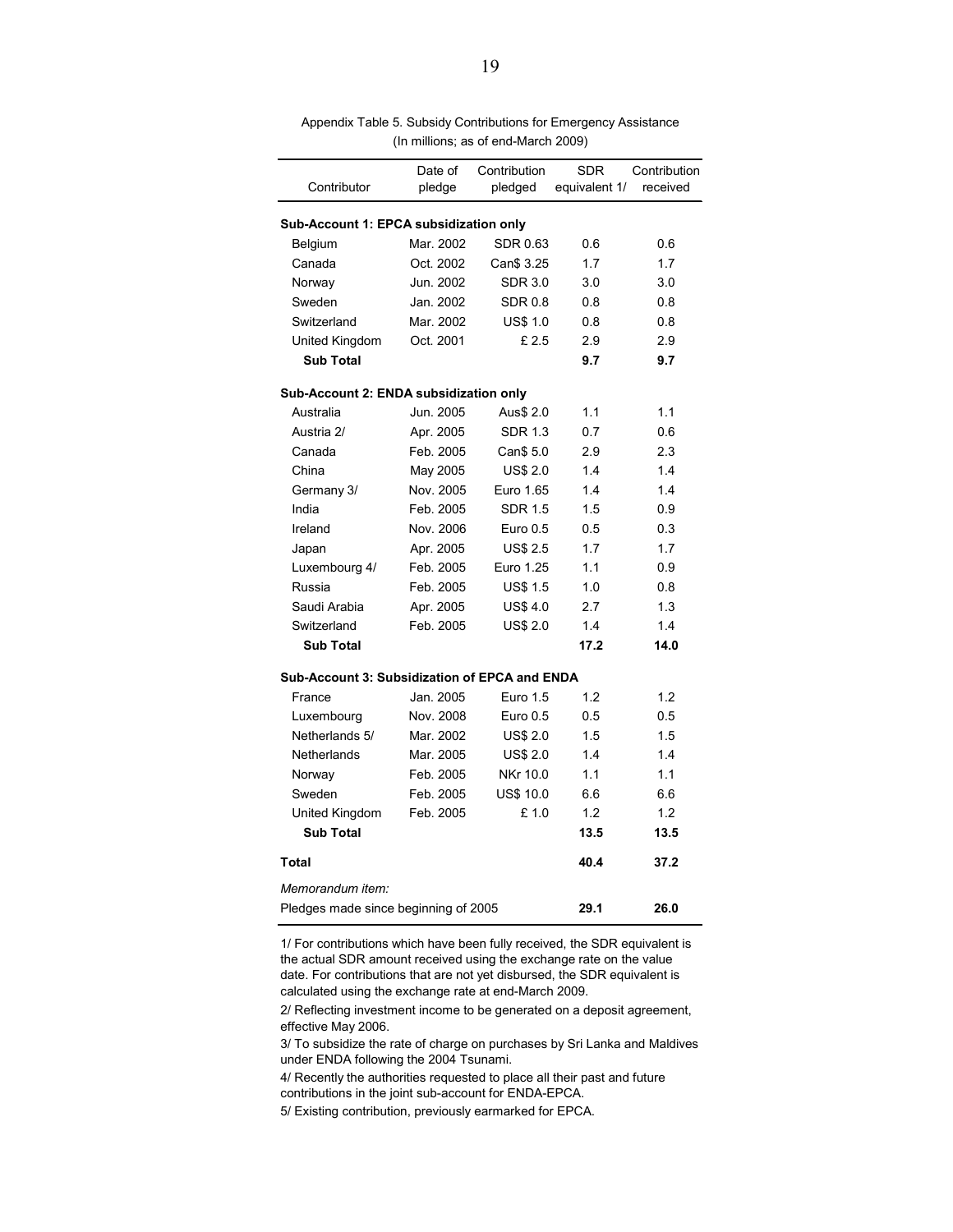Appendix Table 5. Subsidy Contributions for Emergency Assistance
(In millions; as of end-March 2009)

| Contributor | Date of pledge | Contribution pledged | SDR equivalent 1/ | Contribution received |
|---|---|---|---|---|
| **Sub-Account 1: EPCA subsidization only** | | | | |
| Belgium | Mar. 2002 | SDR 0.63 | 0.6 | 0.6 |
| Canada | Oct. 2002 | Can$ 3.25 | 1.7 | 1.7 |
| Norway | Jun. 2002 | SDR 3.0 | 3.0 | 3.0 |
| Sweden | Jan. 2002 | SDR 0.8 | 0.8 | 0.8 |
| Switzerland | Mar. 2002 | US$ 1.0 | 0.8 | 0.8 |
| United Kingdom | Oct. 2001 | £ 2.5 | 2.9 | 2.9 |
| **Sub Total** | | | **9.7** | **9.7** |
| **Sub-Account 2: ENDA subsidization only** | | | | |
| Australia | Jun. 2005 | Aus$ 2.0 | 1.1 | 1.1 |
| Austria 2/ | Apr. 2005 | SDR 1.3 | 0.7 | 0.6 |
| Canada | Feb. 2005 | Can$ 5.0 | 2.9 | 2.3 |
| China | May 2005 | US$ 2.0 | 1.4 | 1.4 |
| Germany 3/ | Nov. 2005 | Euro 1.65 | 1.4 | 1.4 |
| India | Feb. 2005 | SDR 1.5 | 1.5 | 0.9 |
| Ireland | Nov. 2006 | Euro 0.5 | 0.5 | 0.3 |
| Japan | Apr. 2005 | US$ 2.5 | 1.7 | 1.7 |
| Luxembourg 4/ | Feb. 2005 | Euro 1.25 | 1.1 | 0.9 |
| Russia | Feb. 2005 | US$ 1.5 | 1.0 | 0.8 |
| Saudi Arabia | Apr. 2005 | US$ 4.0 | 2.7 | 1.3 |
| Switzerland | Feb. 2005 | US$ 2.0 | 1.4 | 1.4 |
| **Sub Total** | | | **17.2** | **14.0** |
| **Sub-Account 3: Subsidization of EPCA and ENDA** | | | | |
| France | Jan. 2005 | Euro 1.5 | 1.2 | 1.2 |
| Luxembourg | Nov. 2008 | Euro 0.5 | 0.5 | 0.5 |
| Netherlands 5/ | Mar. 2002 | US$ 2.0 | 1.5 | 1.5 |
| Netherlands | Mar. 2005 | US$ 2.0 | 1.4 | 1.4 |
| Norway | Feb. 2005 | NKr 10.0 | 1.1 | 1.1 |
| Sweden | Feb. 2005 | US$ 10.0 | 6.6 | 6.6 |
| United Kingdom | Feb. 2005 | £ 1.0 | 1.2 | 1.2 |
| **Sub Total** | | | **13.5** | **13.5** |
| **Total** | | | **40.4** | **37.2** |
| *Memorandum item:* | | | | |
| Pledges made since beginning of 2005 | | | **29.1** | **26.0** |

1/ For contributions which have been fully received, the SDR equivalent is the actual SDR amount received using the exchange rate on the value date. For contributions that are not yet disbursed, the SDR equivalent is calculated using the exchange rate at end-March 2009.

2/ Reflecting investment income to be generated on a deposit agreement, effective May 2006.

3/ To subsidize the rate of charge on purchases by Sri Lanka and Maldives under ENDA following the 2004 Tsunami.

4/ Recently the authorities requested to place all their past and future contributions in the joint sub-account for ENDA-EPCA.

5/ Existing contribution, previously earmarked for EPCA.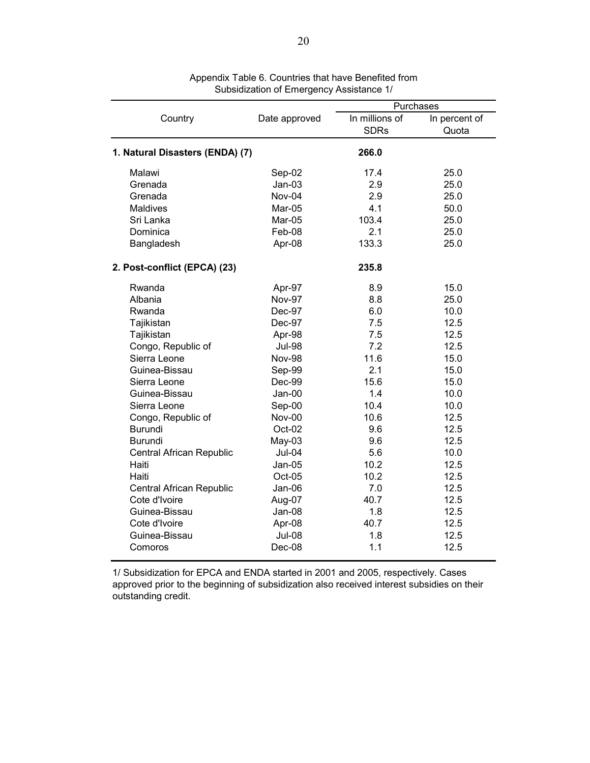Appendix Table 6. Countries that have Benefited from Subsidization of Emergency Assistance 1/

| Country | Date approved | Purchases | |
|---|---|---|---|
| | | In millions of SDRs | In percent of Quota |
| **1. Natural Disasters (ENDA) (7)** | | **266.0** | |
| Malawi | Sep-02 | 17.4 | 25.0 |
| Grenada | Jan-03 | 2.9 | 25.0 |
| Grenada | Nov-04 | 2.9 | 25.0 |
| Maldives | Mar-05 | 4.1 | 50.0 |
| Sri Lanka | Mar-05 | 103.4 | 25.0 |
| Dominica | Feb-08 | 2.1 | 25.0 |
| Bangladesh | Apr-08 | 133.3 | 25.0 |
| **2. Post-conflict (EPCA) (23)** | | **235.8** | |
| Rwanda | Apr-97 | 8.9 | 15.0 |
| Albania | Nov-97 | 8.8 | 25.0 |
| Rwanda | Dec-97 | 6.0 | 10.0 |
| Tajikistan | Dec-97 | 7.5 | 12.5 |
| Tajikistan | Apr-98 | 7.5 | 12.5 |
| Congo, Republic of | Jul-98 | 7.2 | 12.5 |
| Sierra Leone | Nov-98 | 11.6 | 15.0 |
| Guinea-Bissau | Sep-99 | 2.1 | 15.0 |
| Sierra Leone | Dec-99 | 15.6 | 15.0 |
| Guinea-Bissau | Jan-00 | 1.4 | 10.0 |
| Sierra Leone | Sep-00 | 10.4 | 10.0 |
| Congo, Republic of | Nov-00 | 10.6 | 12.5 |
| Burundi | Oct-02 | 9.6 | 12.5 |
| Burundi | May-03 | 9.6 | 12.5 |
| Central African Republic | Jul-04 | 5.6 | 10.0 |
| Haiti | Jan-05 | 10.2 | 12.5 |
| Haiti | Oct-05 | 10.2 | 12.5 |
| Central African Republic | Jan-06 | 7.0 | 12.5 |
| Cote d'Ivoire | Aug-07 | 40.7 | 12.5 |
| Guinea-Bissau | Jan-08 | 1.8 | 12.5 |
| Cote d'Ivoire | Apr-08 | 40.7 | 12.5 |
| Guinea-Bissau | Jul-08 | 1.8 | 12.5 |
| Comoros | Dec-08 | 1.1 | 12.5 |

1/ Subsidization for EPCA and ENDA started in 2001 and 2005, respectively. Cases approved prior to the beginning of subsidization also received interest subsidies on their outstanding credit.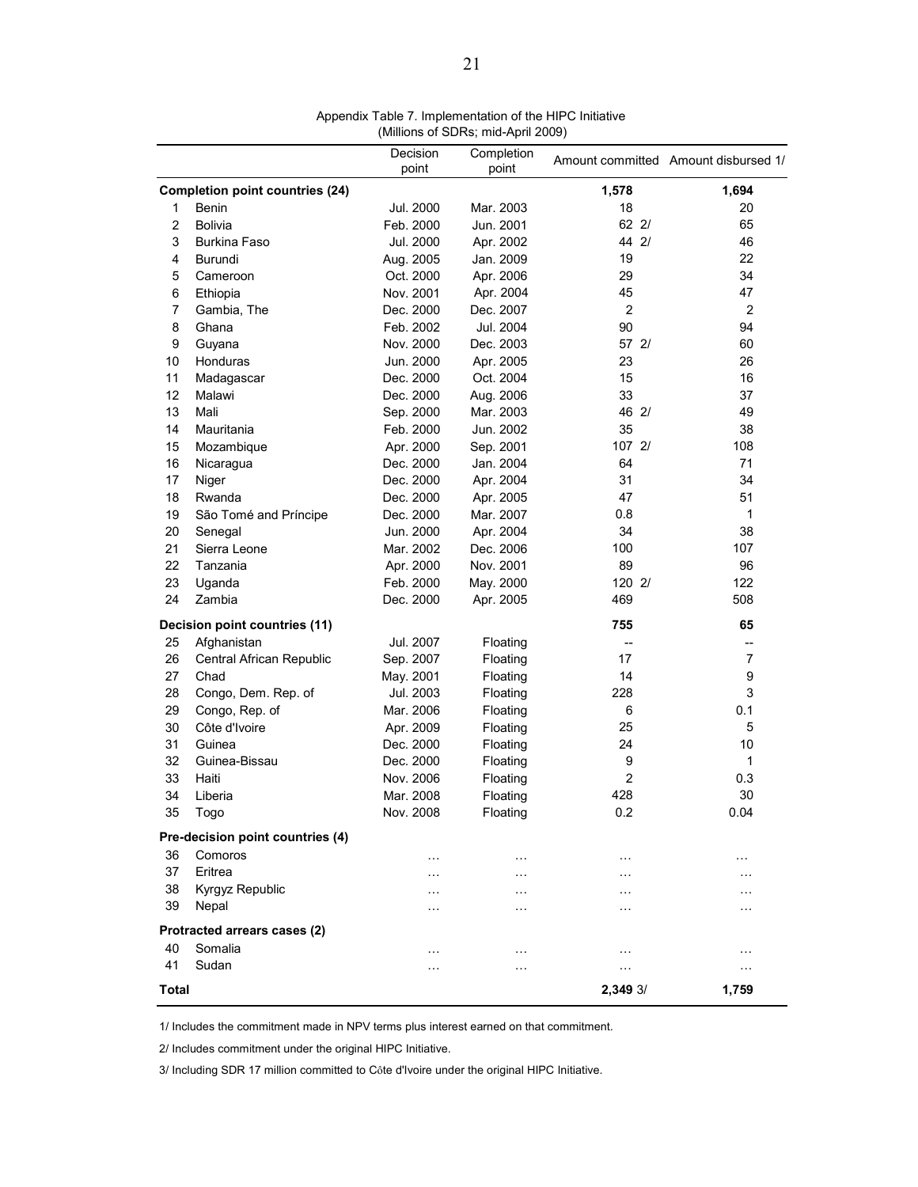Appendix Table 7. Implementation of the HIPC Initiative
(Millions of SDRs; mid-April 2009)

| | | Decision point | Completion point | Amount committed | Amount disbursed 1/ |
|---|---|---|---|---|---|
| **Completion point countries (24)** | | | | **1,578** | **1,694** |
| 1 | Benin | Jul. 2000 | Mar. 2003 | 18 | 20 |
| 2 | Bolivia | Feb. 2000 | Jun. 2001 | 62 2/ | 65 |
| 3 | Burkina Faso | Jul. 2000 | Apr. 2002 | 44 2/ | 46 |
| 4 | Burundi | Aug. 2005 | Jan. 2009 | 19 | 22 |
| 5 | Cameroon | Oct. 2000 | Apr. 2006 | 29 | 34 |
| 6 | Ethiopia | Nov. 2001 | Apr. 2004 | 45 | 47 |
| 7 | Gambia, The | Dec. 2000 | Dec. 2007 | 2 | 2 |
| 8 | Ghana | Feb. 2002 | Jul. 2004 | 90 | 94 |
| 9 | Guyana | Nov. 2000 | Dec. 2003 | 57 2/ | 60 |
| 10 | Honduras | Jun. 2000 | Apr. 2005 | 23 | 26 |
| 11 | Madagascar | Dec. 2000 | Oct. 2004 | 15 | 16 |
| 12 | Malawi | Dec. 2000 | Aug. 2006 | 33 | 37 |
| 13 | Mali | Sep. 2000 | Mar. 2003 | 46 2/ | 49 |
| 14 | Mauritania | Feb. 2000 | Jun. 2002 | 35 | 38 |
| 15 | Mozambique | Apr. 2000 | Sep. 2001 | 107 2/ | 108 |
| 16 | Nicaragua | Dec. 2000 | Jan. 2004 | 64 | 71 |
| 17 | Niger | Dec. 2000 | Apr. 2004 | 31 | 34 |
| 18 | Rwanda | Dec. 2000 | Apr. 2005 | 47 | 51 |
| 19 | São Tomé and Príncipe | Dec. 2000 | Mar. 2007 | 0.8 | 1 |
| 20 | Senegal | Jun. 2000 | Apr. 2004 | 34 | 38 |
| 21 | Sierra Leone | Mar. 2002 | Dec. 2006 | 100 | 107 |
| 22 | Tanzania | Apr. 2000 | Nov. 2001 | 89 | 96 |
| 23 | Uganda | Feb. 2000 | May. 2000 | 120 2/ | 122 |
| 24 | Zambia | Dec. 2000 | Apr. 2005 | 469 | 508 |
| **Decision point countries (11)** | | | | **755** | **65** |
| 25 | Afghanistan | Jul. 2007 | Floating | -- | -- |
| 26 | Central African Republic | Sep. 2007 | Floating | 17 | 7 |
| 27 | Chad | May. 2001 | Floating | 14 | 9 |
| 28 | Congo, Dem. Rep. of | Jul. 2003 | Floating | 228 | 3 |
| 29 | Congo, Rep. of | Mar. 2006 | Floating | 6 | 0.1 |
| 30 | Côte d'Ivoire | Apr. 2009 | Floating | 25 | 5 |
| 31 | Guinea | Dec. 2000 | Floating | 24 | 10 |
| 32 | Guinea-Bissau | Dec. 2000 | Floating | 9 | 1 |
| 33 | Haiti | Nov. 2006 | Floating | 2 | 0.3 |
| 34 | Liberia | Mar. 2008 | Floating | 428 | 30 |
| 35 | Togo | Nov. 2008 | Floating | 0.2 | 0.04 |
| **Pre-decision point countries (4)** | | | | | |
| 36 | Comoros | … | … | … | … |
| 37 | Eritrea | … | … | … | … |
| 38 | Kyrgyz Republic | … | … | … | … |
| 39 | Nepal | … | … | … | … |
| **Protracted arrears cases (2)** | | | | | |
| 40 | Somalia | … | … | … | … |
| 41 | Sudan | … | … | … | … |
| **Total** | | | | **2,349** 3/ | **1,759** |

1/ Includes the commitment made in NPV terms plus interest earned on that commitment.

2/ Includes commitment under the original HIPC Initiative.

3/ Including SDR 17 million committed to Côte d'Ivoire under the original HIPC Initiative.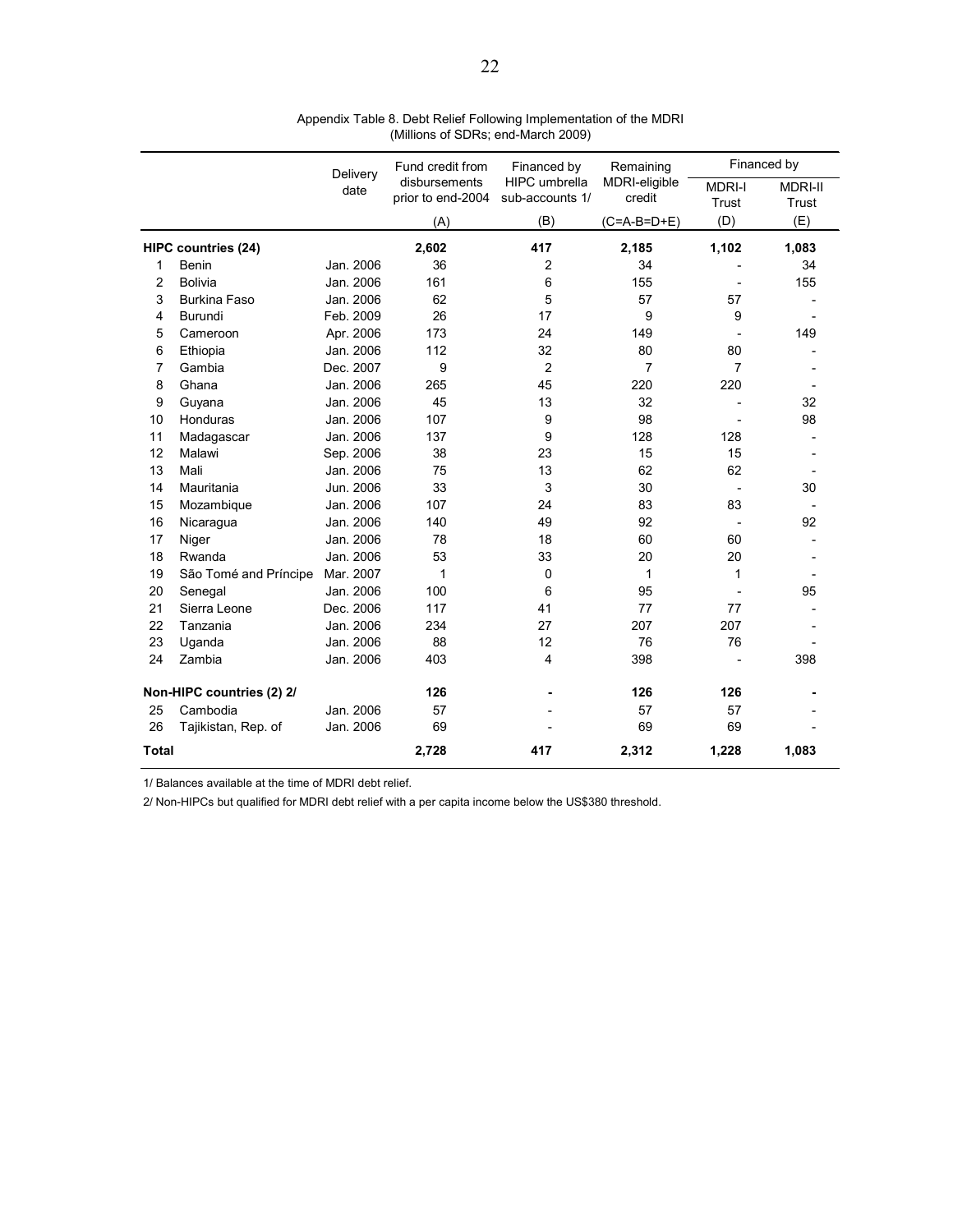Appendix Table 8. Debt Relief Following Implementation of the MDRI
(Millions of SDRs; end-March 2009)

| | | Delivery date | Fund credit from disbursements prior to end-2004 | Financed by HIPC umbrella sub-accounts 1/ | Remaining MDRI-eligible credit | Financed by | |
|---|---|---|---|---|---|---|---|
| | | | | | | MDRI-I Trust | MDRI-II Trust |
| | | | (A) | (B) | (C=A-B=D+E) | (D) | (E) |
| **HIPC countries (24)** | | | **2,602** | **417** | **2,185** | **1,102** | **1,083** |
| 1 | Benin | Jan. 2006 | 36 | 2 | 34 | - | 34 |
| 2 | Bolivia | Jan. 2006 | 161 | 6 | 155 | - | 155 |
| 3 | Burkina Faso | Jan. 2006 | 62 | 5 | 57 | 57 | - |
| 4 | Burundi | Feb. 2009 | 26 | 17 | 9 | 9 | - |
| 5 | Cameroon | Apr. 2006 | 173 | 24 | 149 | - | 149 |
| 6 | Ethiopia | Jan. 2006 | 112 | 32 | 80 | 80 | - |
| 7 | Gambia | Dec. 2007 | 9 | 2 | 7 | 7 | - |
| 8 | Ghana | Jan. 2006 | 265 | 45 | 220 | 220 | - |
| 9 | Guyana | Jan. 2006 | 45 | 13 | 32 | - | 32 |
| 10 | Honduras | Jan. 2006 | 107 | 9 | 98 | - | 98 |
| 11 | Madagascar | Jan. 2006 | 137 | 9 | 128 | 128 | - |
| 12 | Malawi | Sep. 2006 | 38 | 23 | 15 | 15 | - |
| 13 | Mali | Jan. 2006 | 75 | 13 | 62 | 62 | - |
| 14 | Mauritania | Jun. 2006 | 33 | 3 | 30 | - | 30 |
| 15 | Mozambique | Jan. 2006 | 107 | 24 | 83 | 83 | - |
| 16 | Nicaragua | Jan. 2006 | 140 | 49 | 92 | - | 92 |
| 17 | Niger | Jan. 2006 | 78 | 18 | 60 | 60 | - |
| 18 | Rwanda | Jan. 2006 | 53 | 33 | 20 | 20 | - |
| 19 | São Tomé and Príncipe | Mar. 2007 | 1 | 0 | 1 | 1 | - |
| 20 | Senegal | Jan. 2006 | 100 | 6 | 95 | - | 95 |
| 21 | Sierra Leone | Dec. 2006 | 117 | 41 | 77 | 77 | - |
| 22 | Tanzania | Jan. 2006 | 234 | 27 | 207 | 207 | - |
| 23 | Uganda | Jan. 2006 | 88 | 12 | 76 | 76 | - |
| 24 | Zambia | Jan. 2006 | 403 | 4 | 398 | - | 398 |
| **Non-HIPC countries (2) 2/** | | | **126** | **-** | **126** | **126** | **-** |
| 25 | Cambodia | Jan. 2006 | 57 | - | 57 | 57 | - |
| 26 | Tajikistan, Rep. of | Jan. 2006 | 69 | - | 69 | 69 | - |
| **Total** | | | **2,728** | **417** | **2,312** | **1,228** | **1,083** |

1/ Balances available at the time of MDRI debt relief.

2/ Non-HIPCs but qualified for MDRI debt relief with a per capita income below the US$380 threshold.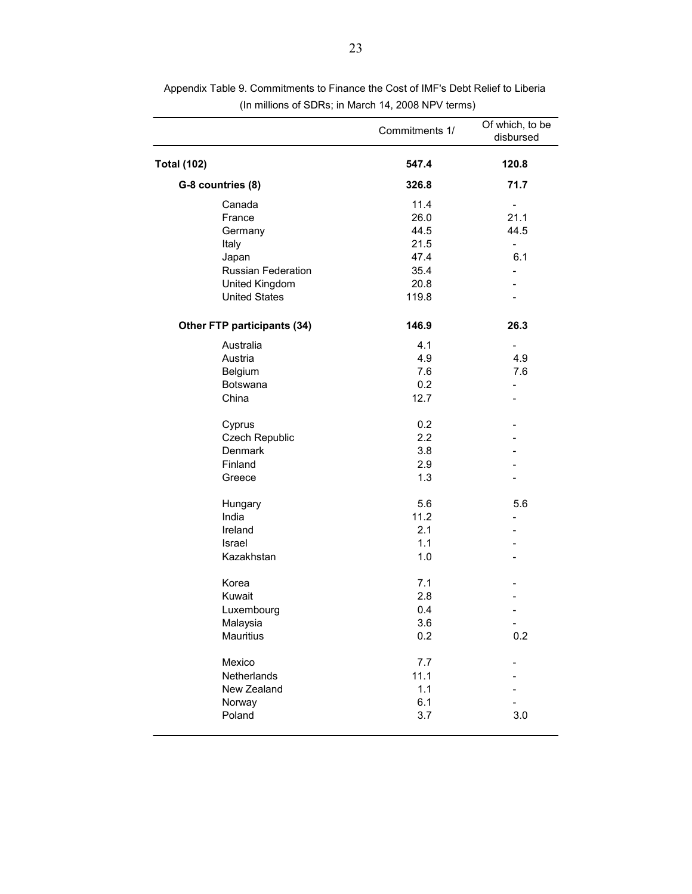Appendix Table 9. Commitments to Finance the Cost of IMF's Debt Relief to Liberia
(In millions of SDRs; in March 14, 2008 NPV terms)

| | Commitments 1/ | Of which, to be disbursed |
|---|---|---|
| **Total (102)** | **547.4** | **120.8** |
| **G-8 countries (8)** | **326.8** | **71.7** |
| Canada | 11.4 | - |
| France | 26.0 | 21.1 |
| Germany | 44.5 | 44.5 |
| Italy | 21.5 | - |
| Japan | 47.4 | 6.1 |
| Russian Federation | 35.4 | - |
| United Kingdom | 20.8 | - |
| United States | 119.8 | - |
| **Other FTP participants (34)** | **146.9** | **26.3** |
| Australia | 4.1 | - |
| Austria | 4.9 | 4.9 |
| Belgium | 7.6 | 7.6 |
| Botswana | 0.2 | - |
| China | 12.7 | - |
| Cyprus | 0.2 | - |
| Czech Republic | 2.2 | - |
| Denmark | 3.8 | - |
| Finland | 2.9 | - |
| Greece | 1.3 | - |
| Hungary | 5.6 | 5.6 |
| India | 11.2 | - |
| Ireland | 2.1 | - |
| Israel | 1.1 | - |
| Kazakhstan | 1.0 | - |
| Korea | 7.1 | - |
| Kuwait | 2.8 | - |
| Luxembourg | 0.4 | - |
| Malaysia | 3.6 | - |
| Mauritius | 0.2 | 0.2 |
| Mexico | 7.7 | - |
| Netherlands | 11.1 | - |
| New Zealand | 1.1 | - |
| Norway | 6.1 | - |
| Poland | 3.7 | 3.0 |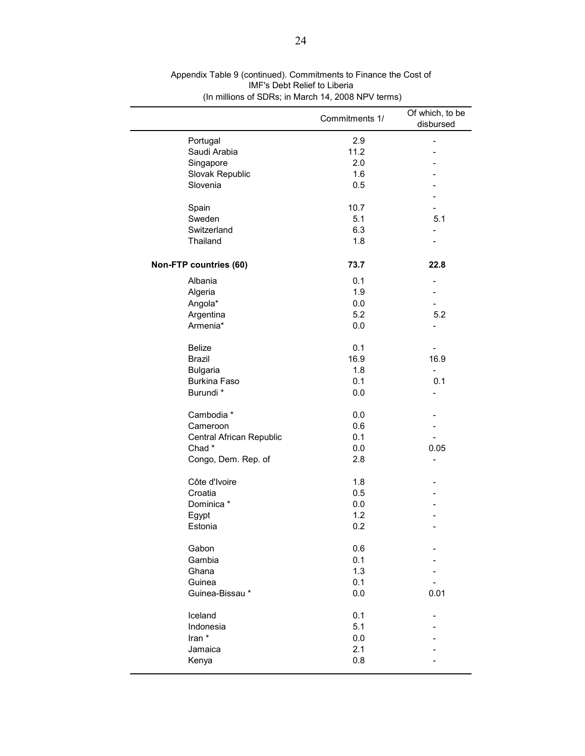Appendix Table 9 (continued). Commitments to Finance the Cost of IMF's Debt Relief to Liberia
(In millions of SDRs; in March 14, 2008 NPV terms)

| | Commitments 1/ | Of which, to be disbursed |
|---|---|---|
| Portugal | 2.9 | - |
| Saudi Arabia | 11.2 | - |
| Singapore | 2.0 | - |
| Slovak Republic | 1.6 | - |
| Slovenia | 0.5 | - |
| | | - |
| Spain | 10.7 | - |
| Sweden | 5.1 | 5.1 |
| Switzerland | 6.3 | - |
| Thailand | 1.8 | - |
| **Non-FTP countries (60)** | **73.7** | **22.8** |
| Albania | 0.1 | - |
| Algeria | 1.9 | - |
| Angola* | 0.0 | - |
| Argentina | 5.2 | 5.2 |
| Armenia* | 0.0 | - |
| Belize | 0.1 | - |
| Brazil | 16.9 | 16.9 |
| Bulgaria | 1.8 | - |
| Burkina Faso | 0.1 | 0.1 |
| Burundi * | 0.0 | - |
| Cambodia * | 0.0 | - |
| Cameroon | 0.6 | - |
| Central African Republic | 0.1 | - |
| Chad * | 0.0 | 0.05 |
| Congo, Dem. Rep. of | 2.8 | - |
| Côte d'Ivoire | 1.8 | - |
| Croatia | 0.5 | - |
| Dominica * | 0.0 | - |
| Egypt | 1.2 | - |
| Estonia | 0.2 | - |
| Gabon | 0.6 | - |
| Gambia | 0.1 | - |
| Ghana | 1.3 | - |
| Guinea | 0.1 | - |
| Guinea-Bissau * | 0.0 | 0.01 |
| Iceland | 0.1 | - |
| Indonesia | 5.1 | - |
| Iran * | 0.0 | - |
| Jamaica | 2.1 | - |
| Kenya | 0.8 | - |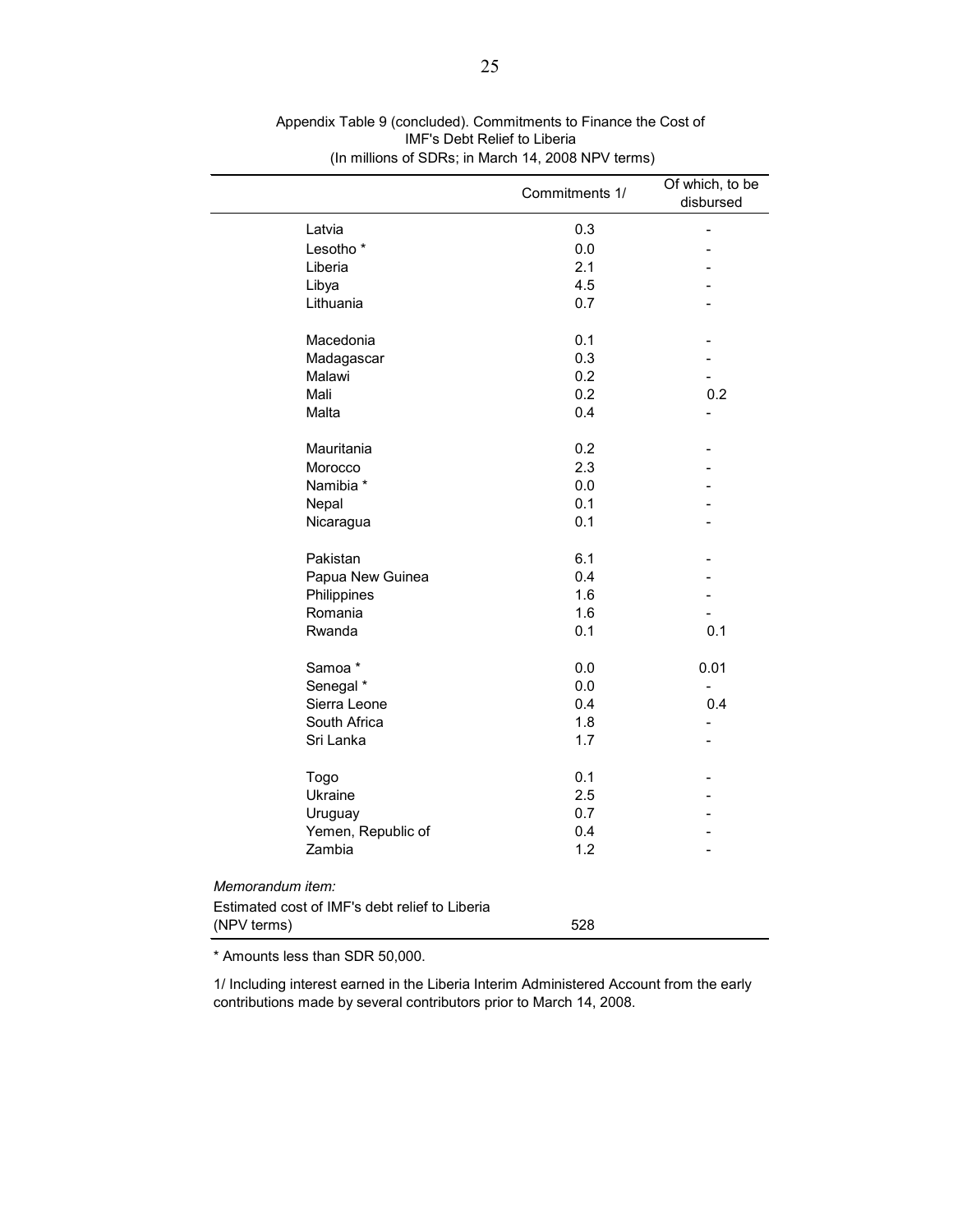Appendix Table 9 (concluded). Commitments to Finance the Cost of IMF's Debt Relief to Liberia
(In millions of SDRs; in March 14, 2008 NPV terms)

| | Commitments 1/ | Of which, to be disbursed |
|---|---|---|
| Latvia | 0.3 | - |
| Lesotho * | 0.0 | - |
| Liberia | 2.1 | - |
| Libya | 4.5 | - |
| Lithuania | 0.7 | - |
| | | |
| Macedonia | 0.1 | - |
| Madagascar | 0.3 | - |
| Malawi | 0.2 | - |
| Mali | 0.2 | 0.2 |
| Malta | 0.4 | - |
| | | |
| Mauritania | 0.2 | - |
| Morocco | 2.3 | - |
| Namibia * | 0.0 | - |
| Nepal | 0.1 | - |
| Nicaragua | 0.1 | - |
| | | |
| Pakistan | 6.1 | - |
| Papua New Guinea | 0.4 | - |
| Philippines | 1.6 | - |
| Romania | 1.6 | - |
| Rwanda | 0.1 | 0.1 |
| | | |
| Samoa * | 0.0 | 0.01 |
| Senegal * | 0.0 | - |
| Sierra Leone | 0.4 | 0.4 |
| South Africa | 1.8 | - |
| Sri Lanka | 1.7 | - |
| | | |
| Togo | 0.1 | - |
| Ukraine | 2.5 | - |
| Uruguay | 0.7 | - |
| Yemen, Republic of | 0.4 | - |
| Zambia | 1.2 | - |
| | | |
| *Memorandum item:* | | |
| Estimated cost of IMF's debt relief to Liberia (NPV terms) | 528 | |

* Amounts less than SDR 50,000.

1/ Including interest earned in the Liberia Interim Administered Account from the early contributions made by several contributors prior to March 14, 2008.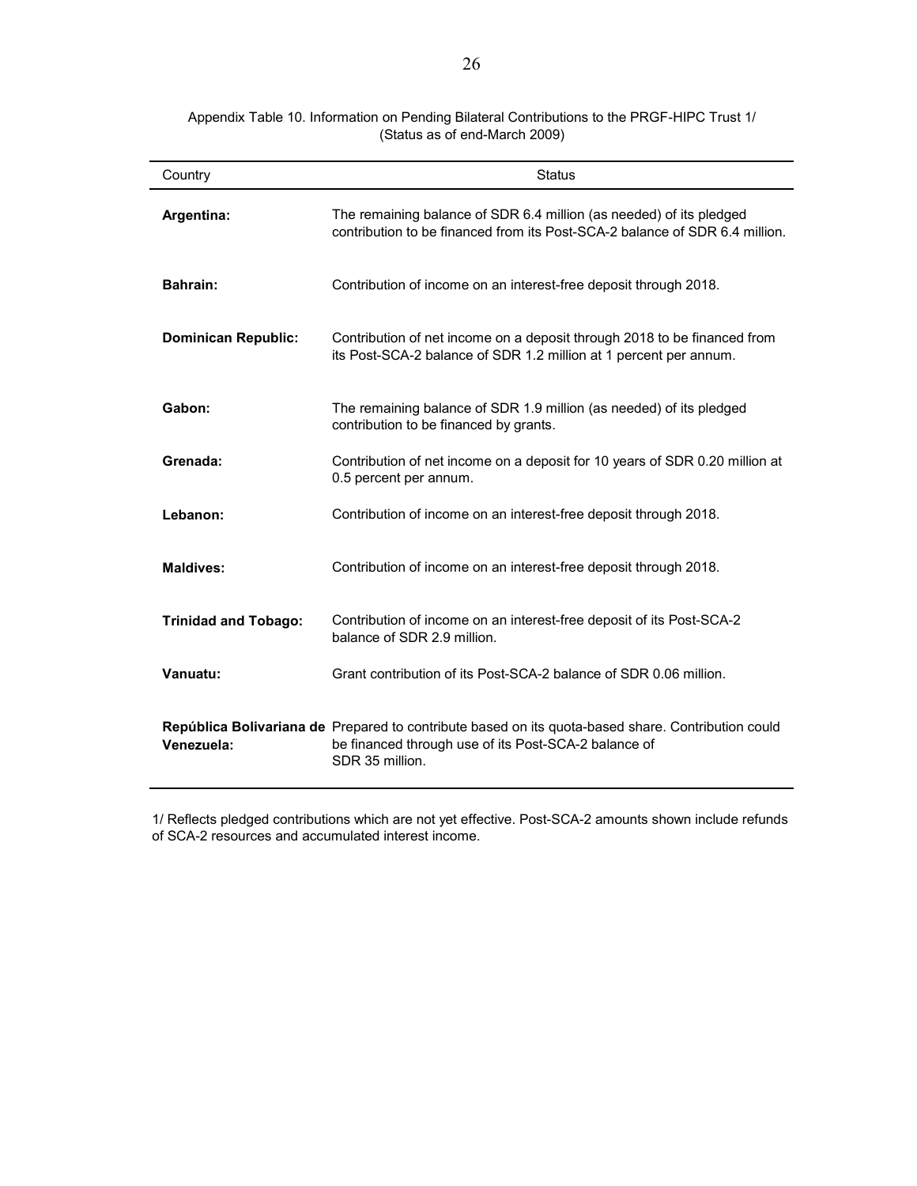Appendix Table 10. Information on Pending Bilateral Contributions to the PRGF-HIPC Trust 1/
(Status as of end-March 2009)

| Country | Status |
| --- | --- |
| **Argentina:** | The remaining balance of SDR 6.4 million (as needed) of its pledged contribution to be financed from its Post-SCA-2 balance of SDR 6.4 million. |
| **Bahrain:** | Contribution of income on an interest-free deposit through 2018. |
| **Dominican Republic:** | Contribution of net income on a deposit through 2018 to be financed from its Post-SCA-2 balance of SDR 1.2 million at 1 percent per annum. |
| **Gabon:** | The remaining balance of SDR 1.9 million (as needed) of its pledged contribution to be financed by grants. |
| **Grenada:** | Contribution of net income on a deposit for 10 years of SDR 0.20 million at 0.5 percent per annum. |
| **Lebanon:** | Contribution of income on an interest-free deposit through 2018. |
| **Maldives:** | Contribution of income on an interest-free deposit through 2018. |
| **Trinidad and Tobago:** | Contribution of income on an interest-free deposit of its Post-SCA-2 balance of SDR 2.9 million. |
| **Vanuatu:** | Grant contribution of its Post-SCA-2 balance of SDR 0.06 million. |
| **República Bolivariana de Venezuela:** | Prepared to contribute based on its quota-based share. Contribution could be financed through use of its Post-SCA-2 balance of SDR 35 million. |

1/ Reflects pledged contributions which are not yet effective. Post-SCA-2 amounts shown include refunds of SCA-2 resources and accumulated interest income.